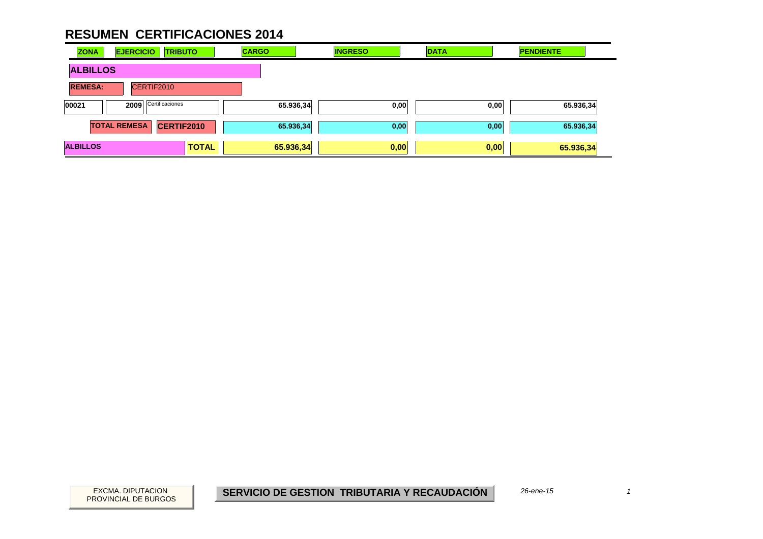# RESUMEN CERTIFICACIONES 2014

| ZONA | EJERCICIO | TRIBUTO | CARGO | INGRESO | DATA | PENDIENTE |
|---|---|---|---|---|---|---|
| **ALBILLOS** | | | | | | |
| **REMESA:** | CERTIF2010 | | | | | |
| 00021 | 2009 | Certificaciones | 65.936,34 | 0,00 | 0,00 | 65.936,34 |
| **TOTAL REMESA** | | **CERTIF2010** | **65.936,34** | **0,00** | **0,00** | **65.936,34** |
| **ALBILLOS** | | **TOTAL** | **65.936,34** | **0,00** | **0,00** | **65.936,34** |

EXCMA. DIPUTACION PROVINCIAL DE BURGOS

**SERVICIO DE GESTION TRIBUTARIA Y RECAUDACIÓN**

*26-ene-15*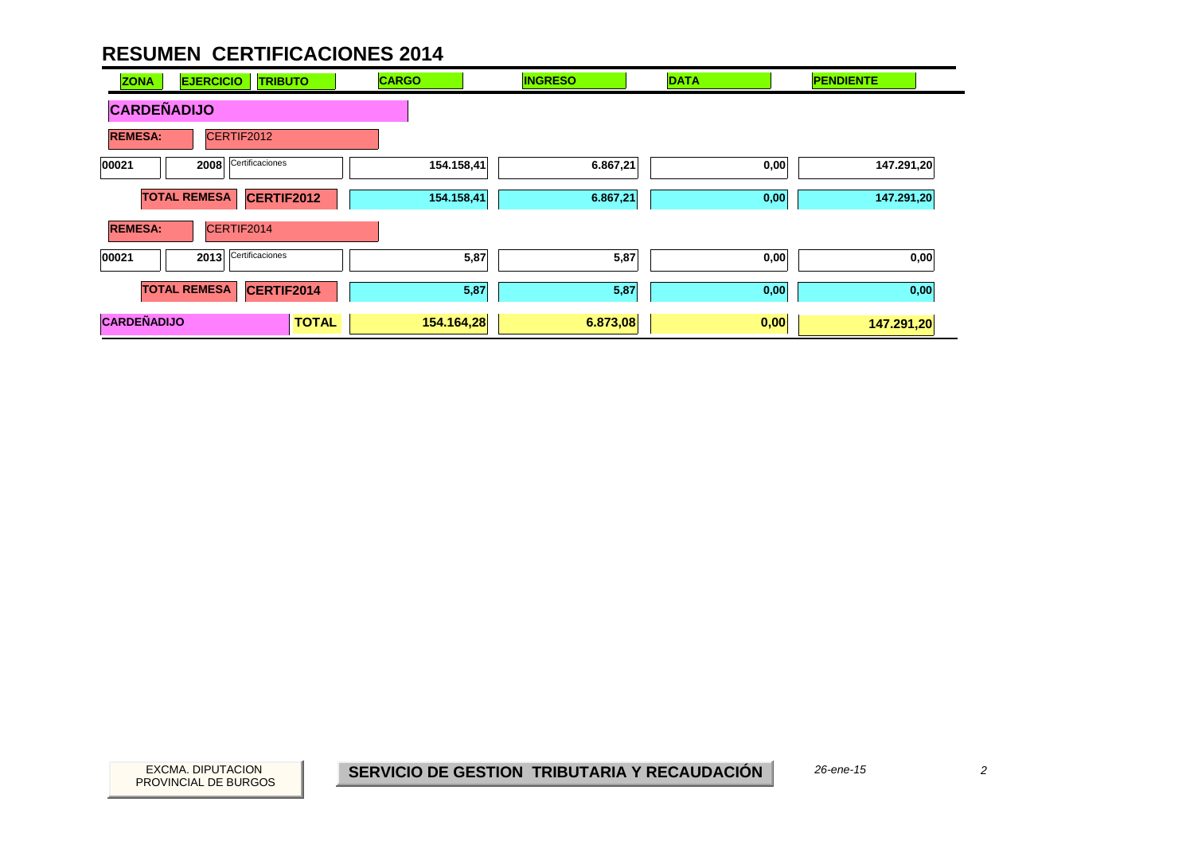# RESUMEN CERTIFICACIONES 2014

| ZONA | EJERCICIO | TRIBUTO | CARGO | INGRESO | DATA | PENDIENTE |
|---|---|---|---|---|---|---|
| **CARDEÑADIJO** | | | | | | |
| **REMESA:** | CERTIF2012 | | | | | |
| 00021 | 2008 | Certificaciones | 154.158,41 | 6.867,21 | 0,00 | 147.291,20 |
| | **TOTAL REMESA** | **CERTIF2012** | 154.158,41 | 6.867,21 | 0,00 | 147.291,20 |
| **REMESA:** | CERTIF2014 | | | | | |
| 00021 | 2013 | Certificaciones | 5,87 | 5,87 | 0,00 | 0,00 |
| | **TOTAL REMESA** | **CERTIF2014** | 5,87 | 5,87 | 0,00 | 0,00 |
| **CARDEÑADIJO** | | **TOTAL** | **154.164,28** | **6.873,08** | **0,00** | **147.291,20** |

EXCMA. DIPUTACION PROVINCIAL DE BURGOS

**SERVICIO DE GESTION TRIBUTARIA Y RECAUDACIÓN**

*26-ene-15*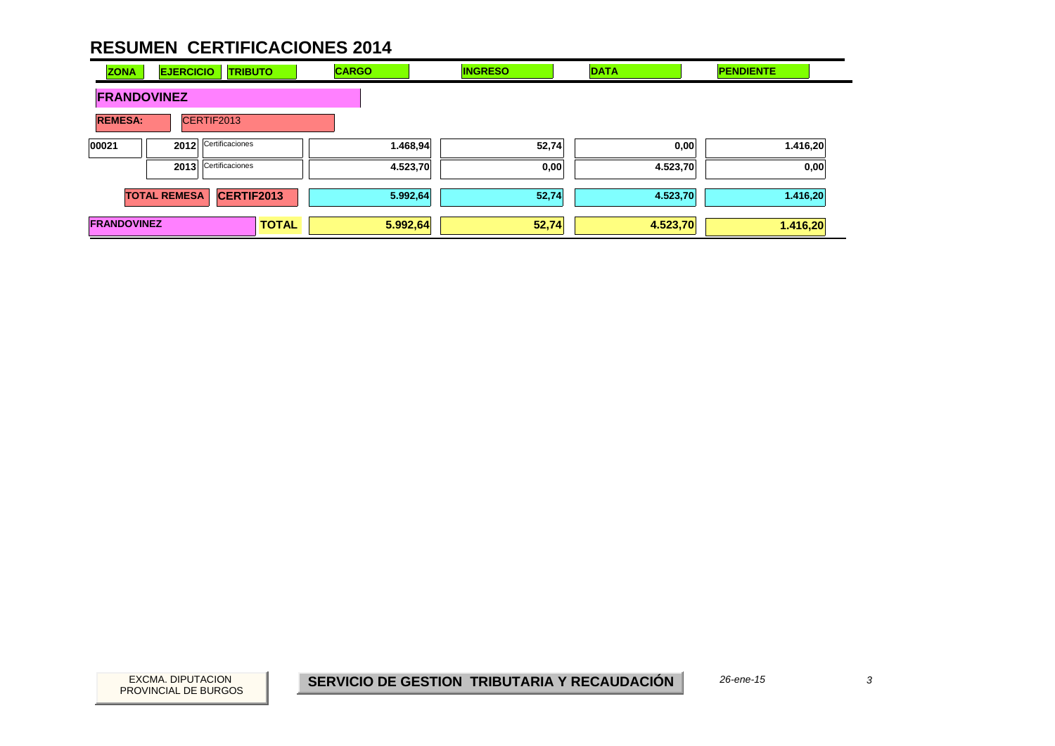# RESUMEN CERTIFICACIONES 2014

| ZONA | EJERCICIO | TRIBUTO | CARGO | INGRESO | DATA | PENDIENTE |
|---|---|---|---|---|---|---|
| **FRANDOVINEZ** | | | | | | |
| **REMESA:** | CERTIF2013 | | | | | |
| 00021 | 2012 | Certificaciones | 1.468,94 | 52,74 | 0,00 | 1.416,20 |
| | 2013 | Certificaciones | 4.523,70 | 0,00 | 4.523,70 | 0,00 |
| **TOTAL REMESA** | | **CERTIF2013** | 5.992,64 | 52,74 | 4.523,70 | 1.416,20 |
| **FRANDOVINEZ** | | **TOTAL** | **5.992,64** | **52,74** | **4.523,70** | **1.416,20** |

EXCMA. DIPUTACION PROVINCIAL DE BURGOS

**SERVICIO DE GESTION TRIBUTARIA Y RECAUDACIÓN**

*26-ene-15*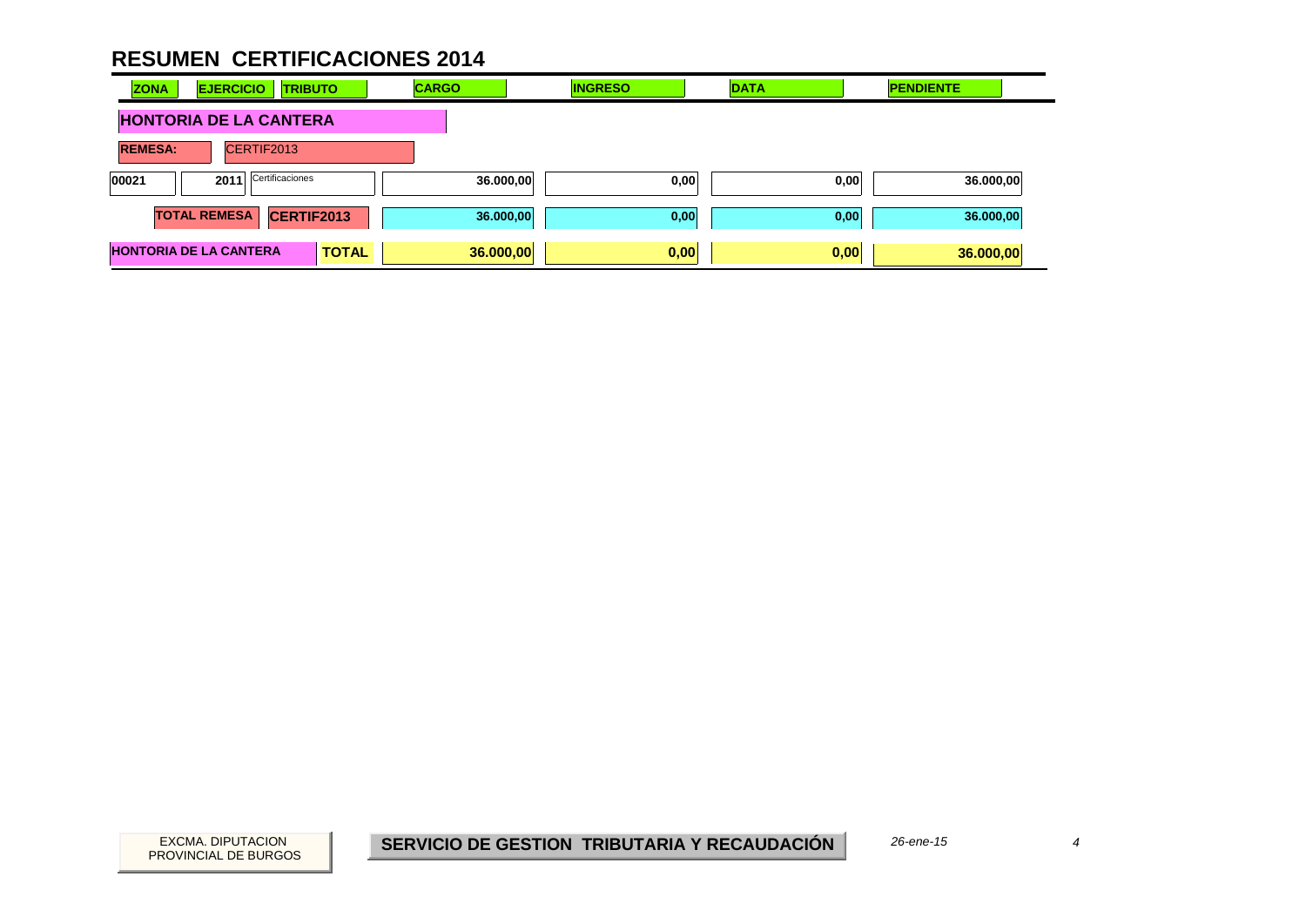# RESUMEN CERTIFICACIONES 2014

| ZONA | EJERCICIO | TRIBUTO | CARGO | INGRESO | DATA | PENDIENTE |
|---|---|---|---|---|---|---|
| **HONTORIA DE LA CANTERA** | | | | | | |
| **REMESA:** | CERTIF2013 | | | | | |
| 00021 | 2011 | Certificaciones | 36.000,00 | 0,00 | 0,00 | 36.000,00 |
| **TOTAL REMESA** | **CERTIF2013** | | **36.000,00** | **0,00** | **0,00** | **36.000,00** |
| **HONTORIA DE LA CANTERA** | | **TOTAL** | **36.000,00** | **0,00** | **0,00** | **36.000,00** |

EXCMA. DIPUTACION PROVINCIAL DE BURGOS

**SERVICIO DE GESTION TRIBUTARIA Y RECAUDACIÓN**

*26-ene-15*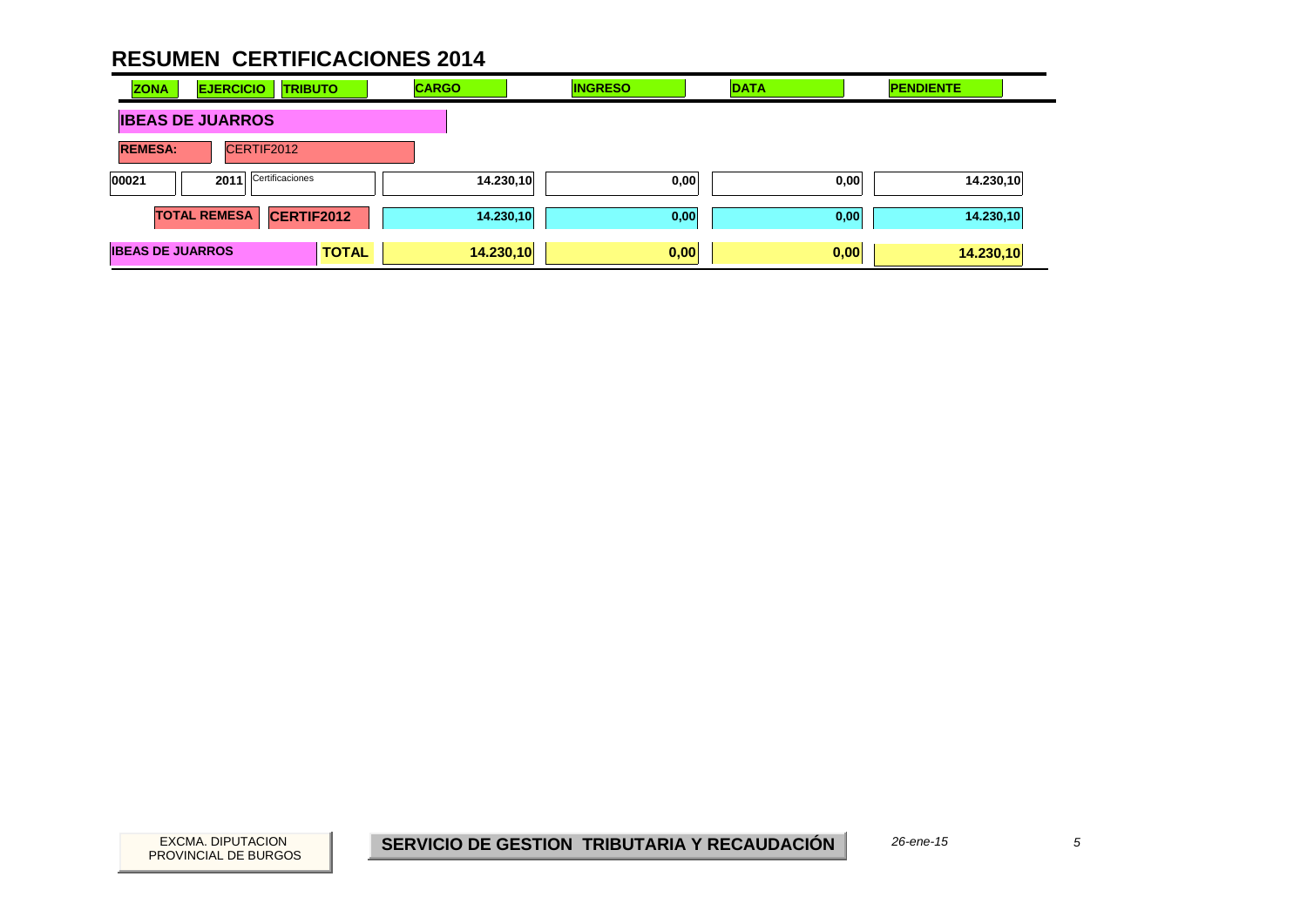# RESUMEN CERTIFICACIONES 2014

| ZONA | EJERCICIO | TRIBUTO | CARGO | INGRESO | DATA | PENDIENTE |
|---|---|---|---|---|---|---|
| **IBEAS DE JUARROS** | | | | | | |
| **REMESA:** | CERTIF2012 | | | | | |
| 00021 | 2011 | Certificaciones | 14.230,10 | 0,00 | 0,00 | 14.230,10 |
| **TOTAL REMESA** | **CERTIF2012** | | **14.230,10** | **0,00** | **0,00** | **14.230,10** |
| **IBEAS DE JUARROS** | | **TOTAL** | **14.230,10** | **0,00** | **0,00** | **14.230,10** |

EXCMA. DIPUTACION PROVINCIAL DE BURGOS

**SERVICIO DE GESTION TRIBUTARIA Y RECAUDACIÓN**

*26-ene-15*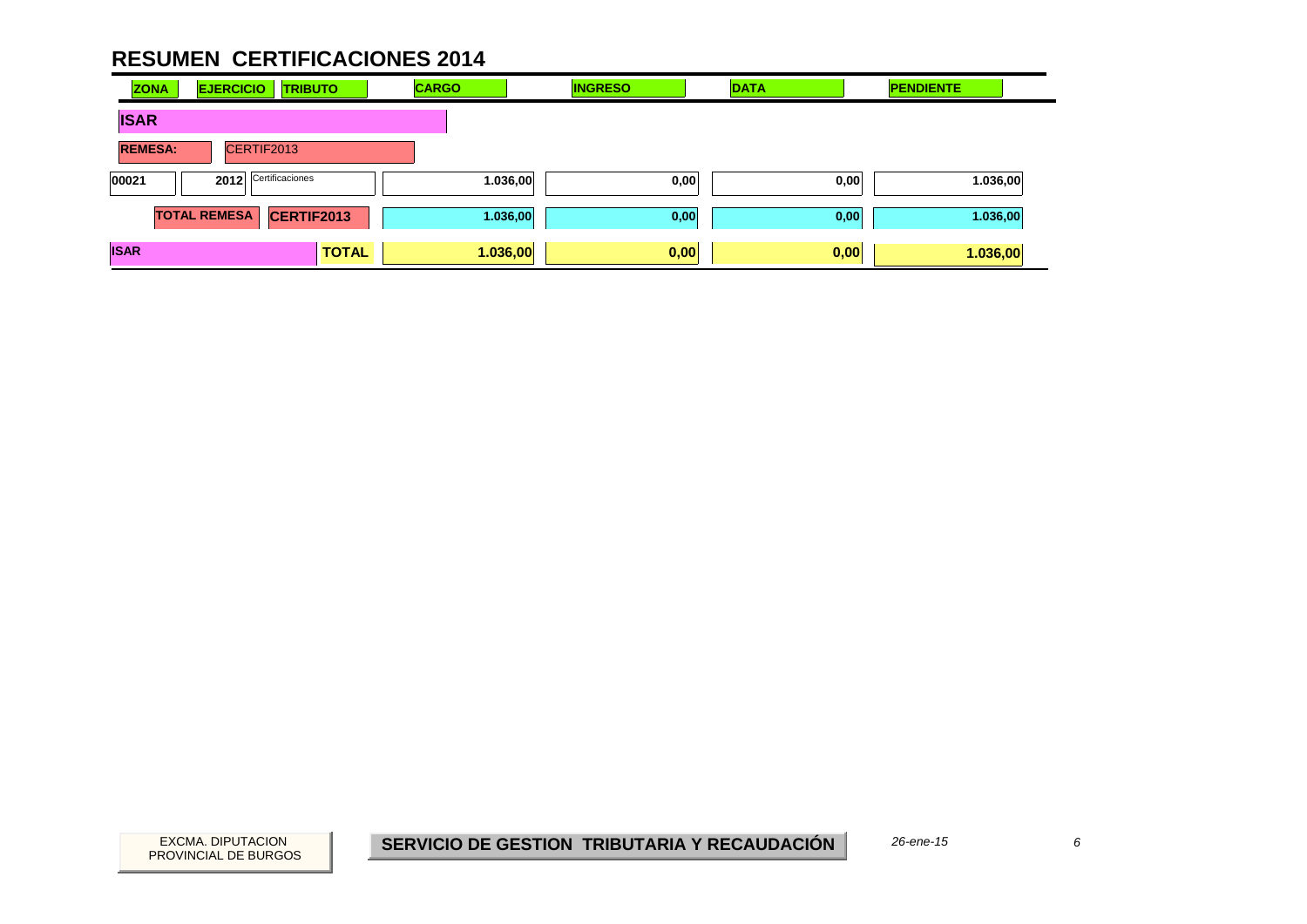# RESUMEN CERTIFICACIONES 2014

| ZONA | EJERCICIO | TRIBUTO | CARGO | INGRESO | DATA | PENDIENTE |
|---|---|---|---|---|---|---|
| **ISAR** | | | | | | |
| **REMESA:** | CERTIF2013 | | | | | |
| 00021 | 2012 | Certificaciones | 1.036,00 | 0,00 | 0,00 | 1.036,00 |
| **TOTAL REMESA** | | **CERTIF2013** | **1.036,00** | **0,00** | **0,00** | **1.036,00** |
| **ISAR** | | **TOTAL** | **1.036,00** | **0,00** | **0,00** | **1.036,00** |

EXCMA. DIPUTACION PROVINCIAL DE BURGOS

**SERVICIO DE GESTION TRIBUTARIA Y RECAUDACIÓN**

*26-ene-15*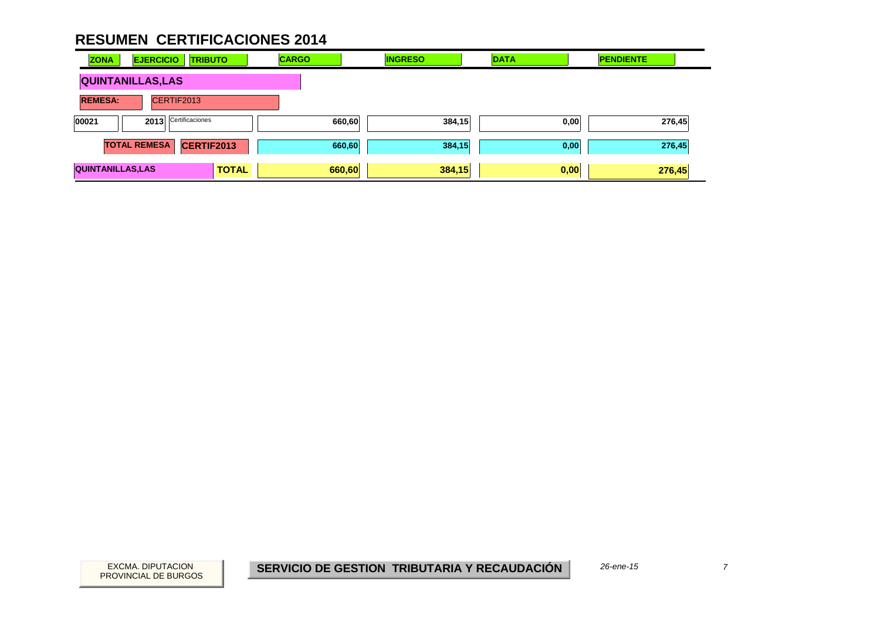# RESUMEN CERTIFICACIONES 2014

| ZONA | EJERCICIO | TRIBUTO | CARGO | INGRESO | DATA | PENDIENTE |
|---|---|---|---|---|---|---|
| **QUINTANILLAS,LAS** | | | | | | |
| **REMESA:** | CERTIF2013 | | | | | |
| 00021 | 2013 | Certificaciones | 660,60 | 384,15 | 0,00 | 276,45 |
| **TOTAL REMESA** | **CERTIF2013** | | **660,60** | **384,15** | **0,00** | **276,45** |
| **QUINTANILLAS,LAS** | | **TOTAL** | **660,60** | **384,15** | **0,00** | **276,45** |

EXCMA. DIPUTACION PROVINCIAL DE BURGOS

**SERVICIO DE GESTION TRIBUTARIA Y RECAUDACIÓN**

*26-ene-15*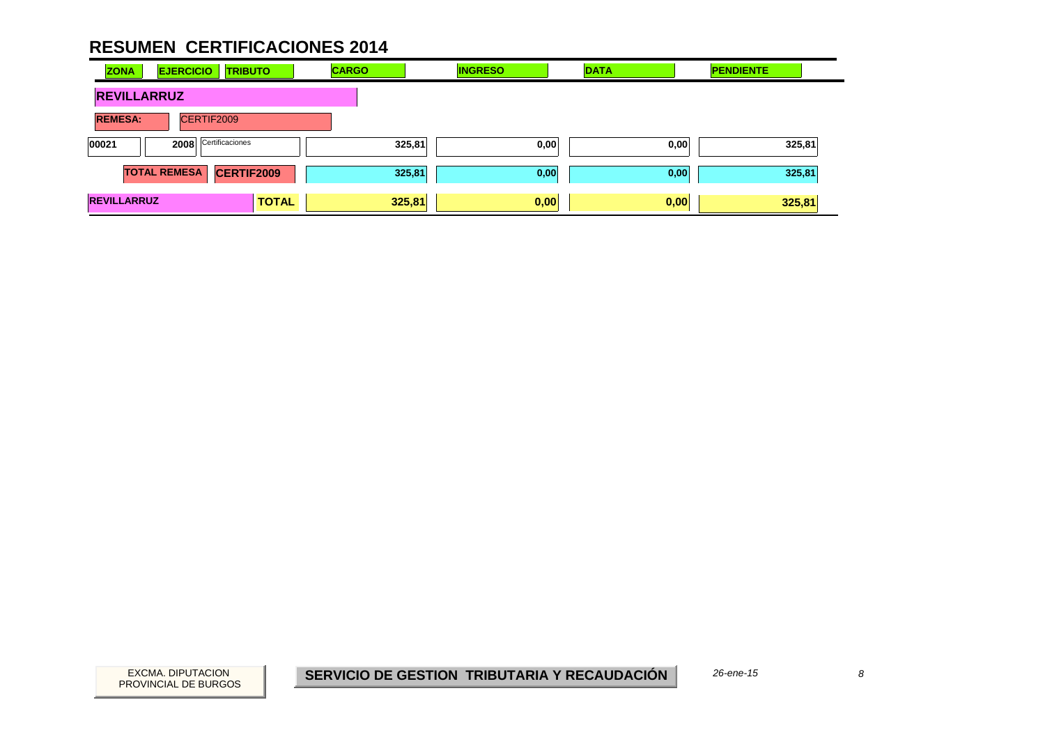# RESUMEN CERTIFICACIONES 2014

| ZONA | EJERCICIO | TRIBUTO | CARGO | INGRESO | DATA | PENDIENTE |
|---|---|---|---|---|---|---|
| **REVILLARRUZ** | | | | | | |
| **REMESA:** | CERTIF2009 | | | | | |
| 00021 | 2008 | Certificaciones | 325,81 | 0,00 | 0,00 | 325,81 |
| **TOTAL REMESA** | **CERTIF2009** | | 325,81 | 0,00 | 0,00 | 325,81 |
| **REVILLARRUZ** | | **TOTAL** | **325,81** | **0,00** | **0,00** | **325,81** |

EXCMA. DIPUTACION PROVINCIAL DE BURGOS

**SERVICIO DE GESTION TRIBUTARIA Y RECAUDACIÓN**

*26-ene-15*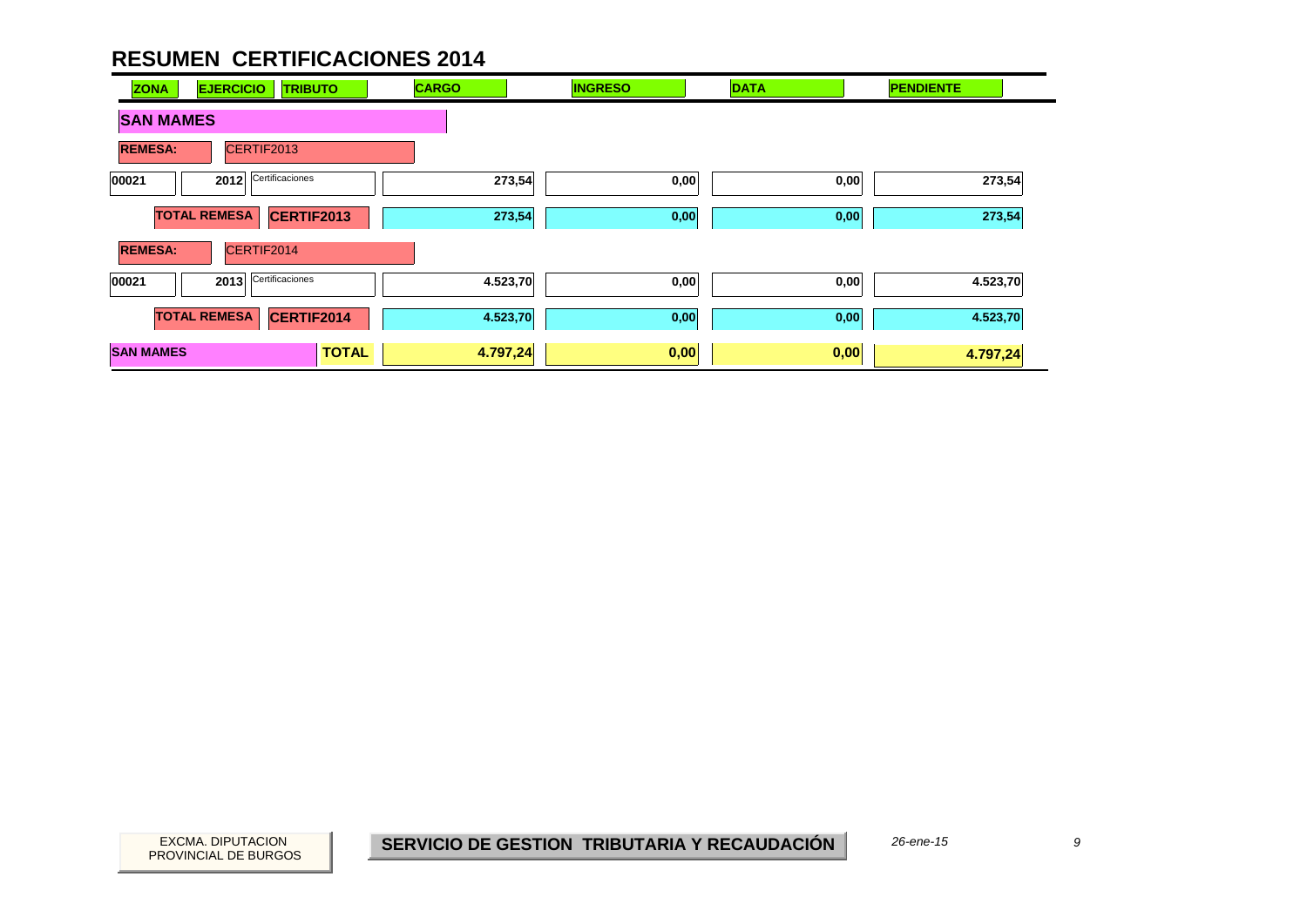# RESUMEN CERTIFICACIONES 2014

| ZONA | EJERCICIO | TRIBUTO | CARGO | INGRESO | DATA | PENDIENTE |
|---|---|---|---|---|---|---|
| **SAN MAMES** | | | | | | |
| **REMESA:** | CERTIF2013 | | | | | |
| 00021 | 2012 | Certificaciones | 273,54 | 0,00 | 0,00 | 273,54 |
| | **TOTAL REMESA** | **CERTIF2013** | 273,54 | 0,00 | 0,00 | 273,54 |
| **REMESA:** | CERTIF2014 | | | | | |
| 00021 | 2013 | Certificaciones | 4.523,70 | 0,00 | 0,00 | 4.523,70 |
| | **TOTAL REMESA** | **CERTIF2014** | 4.523,70 | 0,00 | 0,00 | 4.523,70 |
| **SAN MAMES** | | **TOTAL** | **4.797,24** | **0,00** | **0,00** | **4.797,24** |

EXCMA. DIPUTACION PROVINCIAL DE BURGOS

**SERVICIO DE GESTION TRIBUTARIA Y RECAUDACIÓN**

*26-ene-15*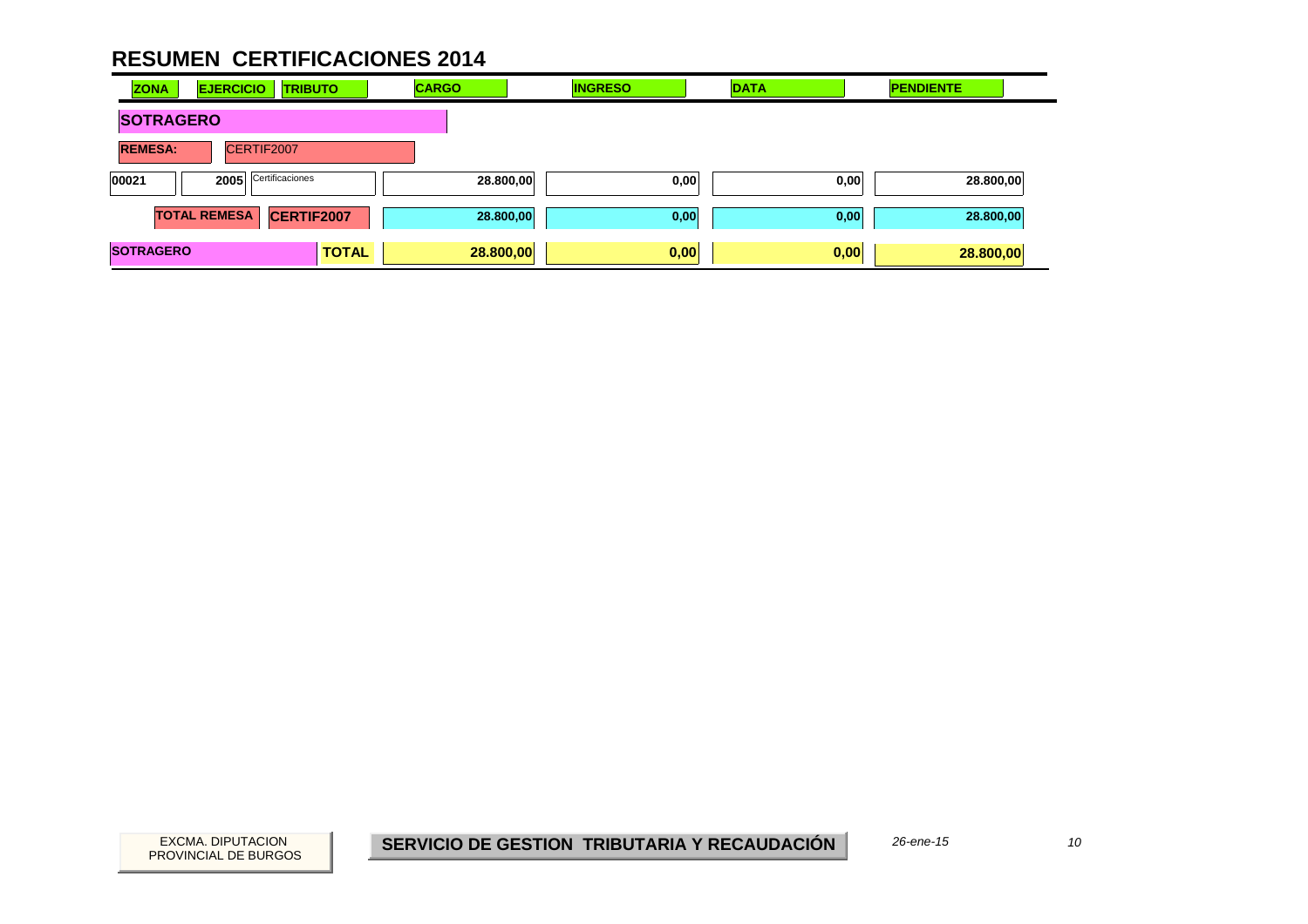# RESUMEN CERTIFICACIONES 2014

| ZONA | EJERCICIO | TRIBUTO | CARGO | INGRESO | DATA | PENDIENTE |
|---|---|---|---|---|---|---|
| **SOTRAGERO** | | | | | | |
| **REMESA:** CERTIF2007 | | | | | | |
| 00021 | 2005 | Certificaciones | 28.800,00 | 0,00 | 0,00 | 28.800,00 |
| **TOTAL REMESA** | **CERTIF2007** | | **28.800,00** | **0,00** | **0,00** | **28.800,00** |
| **SOTRAGERO** | | **TOTAL** | **28.800,00** | **0,00** | **0,00** | **28.800,00** |

EXCMA. DIPUTACION PROVINCIAL DE BURGOS

**SERVICIO DE GESTION TRIBUTARIA Y RECAUDACIÓN**

*26-ene-15*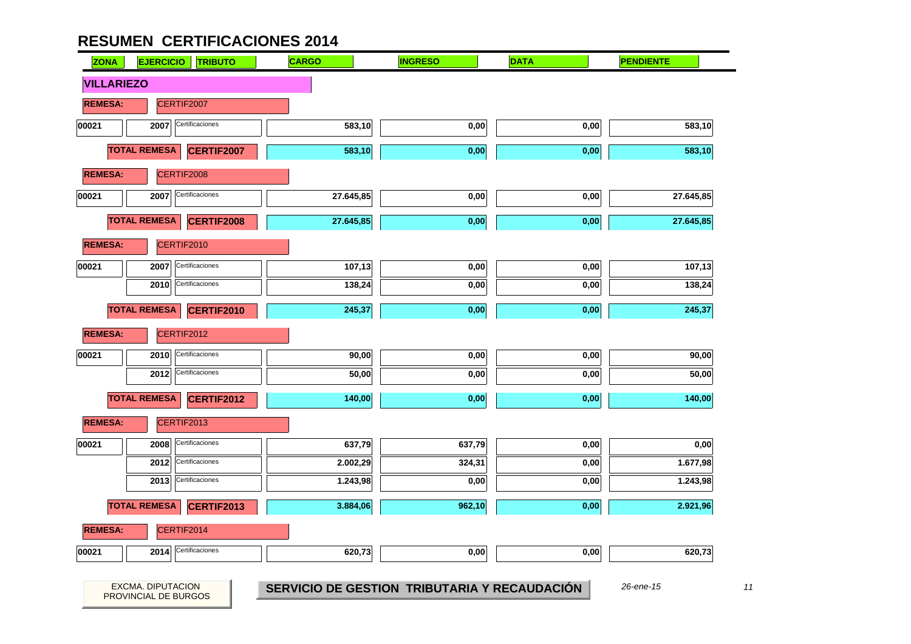# RESUMEN CERTIFICACIONES 2014

| ZONA | EJERCICIO | TRIBUTO | CARGO | INGRESO | DATA | PENDIENTE |
|---|---|---|---|---|---|---|
| **VILLARIEZO** | | | | | | |
| **REMESA:** | CERTIF2007 | | | | | |
| 00021 | 2007 | Certificaciones | 583,10 | 0,00 | 0,00 | 583,10 |
| **TOTAL REMESA** | **CERTIF2007** | | 583,10 | 0,00 | 0,00 | 583,10 |
| **REMESA:** | CERTIF2008 | | | | | |
| 00021 | 2007 | Certificaciones | 27.645,85 | 0,00 | 0,00 | 27.645,85 |
| **TOTAL REMESA** | **CERTIF2008** | | 27.645,85 | 0,00 | 0,00 | 27.645,85 |
| **REMESA:** | CERTIF2010 | | | | | |
| 00021 | 2007 | Certificaciones | 107,13 | 0,00 | 0,00 | 107,13 |
| | 2010 | Certificaciones | 138,24 | 0,00 | 0,00 | 138,24 |
| **TOTAL REMESA** | **CERTIF2010** | | 245,37 | 0,00 | 0,00 | 245,37 |
| **REMESA:** | CERTIF2012 | | | | | |
| 00021 | 2010 | Certificaciones | 90,00 | 0,00 | 0,00 | 90,00 |
| | 2012 | Certificaciones | 50,00 | 0,00 | 0,00 | 50,00 |
| **TOTAL REMESA** | **CERTIF2012** | | 140,00 | 0,00 | 0,00 | 140,00 |
| **REMESA:** | CERTIF2013 | | | | | |
| 00021 | 2008 | Certificaciones | 637,79 | 637,79 | 0,00 | 0,00 |
| | 2012 | Certificaciones | 2.002,29 | 324,31 | 0,00 | 1.677,98 |
| | 2013 | Certificaciones | 1.243,98 | 0,00 | 0,00 | 1.243,98 |
| **TOTAL REMESA** | **CERTIF2013** | | 3.884,06 | 962,10 | 0,00 | 2.921,96 |
| **REMESA:** | CERTIF2014 | | | | | |
| 00021 | 2014 | Certificaciones | 620,73 | 0,00 | 0,00 | 620,73 |

EXCMA. DIPUTACION PROVINCIAL DE BURGOS

**SERVICIO DE GESTION TRIBUTARIA Y RECAUDACIÓN**

*26-ene-15*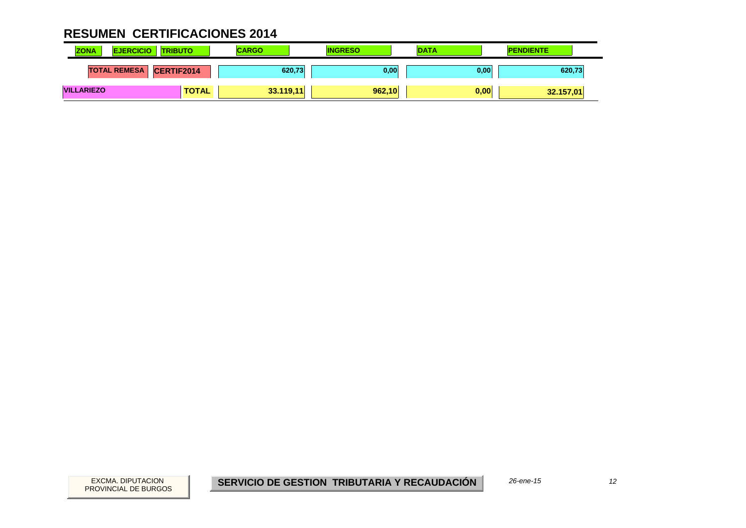# RESUMEN CERTIFICACIONES 2014

| ZONA | EJERCICIO | TRIBUTO | CARGO | INGRESO | DATA | PENDIENTE |
|---|---|---|---|---|---|---|
| | TOTAL REMESA | CERTIF2014 | 620,73 | 0,00 | 0,00 | 620,73 |
| VILLARIEZO | | TOTAL | 33.119,11 | 962,10 | 0,00 | 32.157,01 |

EXCMA. DIPUTACION PROVINCIAL DE BURGOS

**SERVICIO DE GESTION TRIBUTARIA Y RECAUDACIÓN**

*26-ene-15*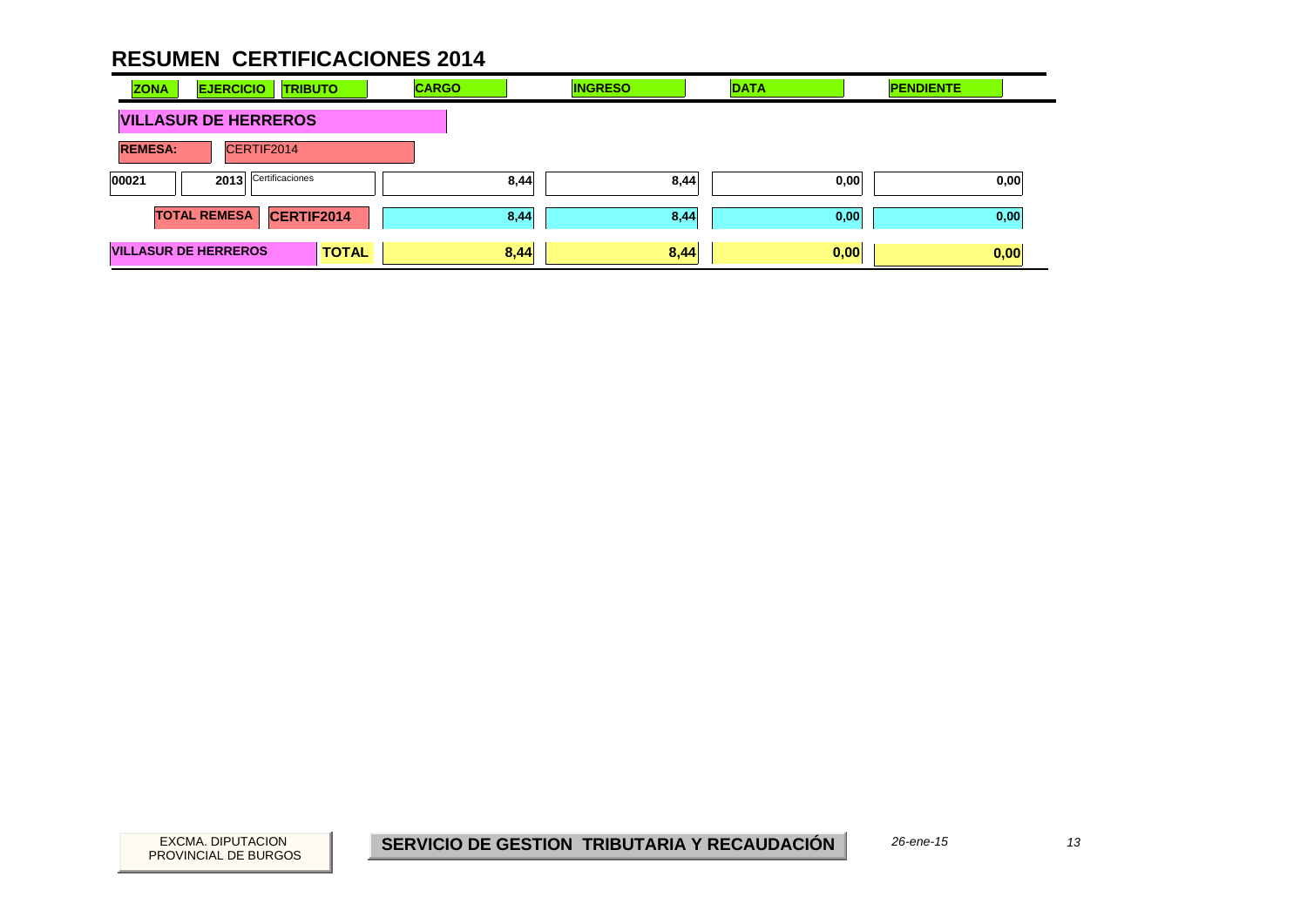# RESUMEN CERTIFICACIONES 2014

| ZONA | EJERCICIO | TRIBUTO | CARGO | INGRESO | DATA | PENDIENTE |
|---|---|---|---|---|---|---|
| **VILLASUR DE HERREROS** | | | | | | |
| **REMESA:** | CERTIF2014 | | | | | |
| 00021 | 2013 | Certificaciones | 8,44 | 8,44 | 0,00 | 0,00 |
| **TOTAL REMESA** | **CERTIF2014** | | **8,44** | **8,44** | **0,00** | **0,00** |
| **VILLASUR DE HERREROS** | | **TOTAL** | **8,44** | **8,44** | **0,00** | **0,00** |

EXCMA. DIPUTACION PROVINCIAL DE BURGOS

**SERVICIO DE GESTION TRIBUTARIA Y RECAUDACIÓN**

*26-ene-15*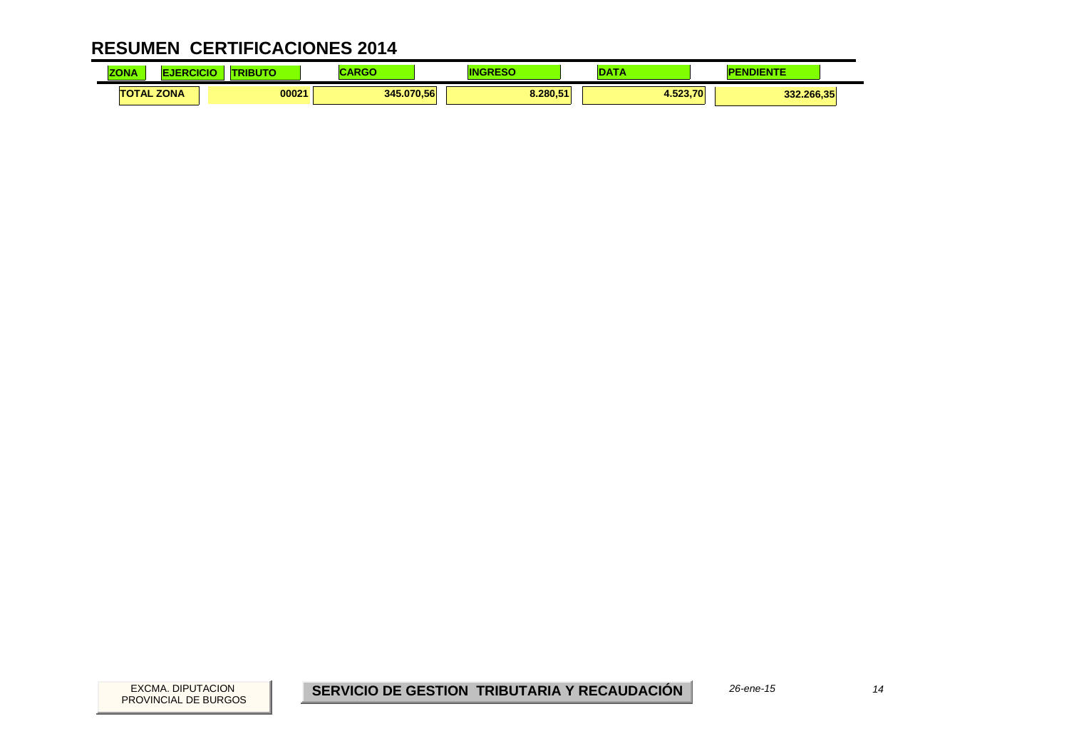# RESUMEN CERTIFICACIONES 2014

| ZONA | EJERCICIO | TRIBUTO | CARGO | INGRESO | DATA | PENDIENTE |
|---|---|---|---|---|---|---|
| TOTAL ZONA | | 00021 | 345.070,56 | 8.280,51 | 4.523,70 | 332.266,35 |

EXCMA. DIPUTACION PROVINCIAL DE BURGOS

**SERVICIO DE GESTION TRIBUTARIA Y RECAUDACIÓN**

*26-ene-15*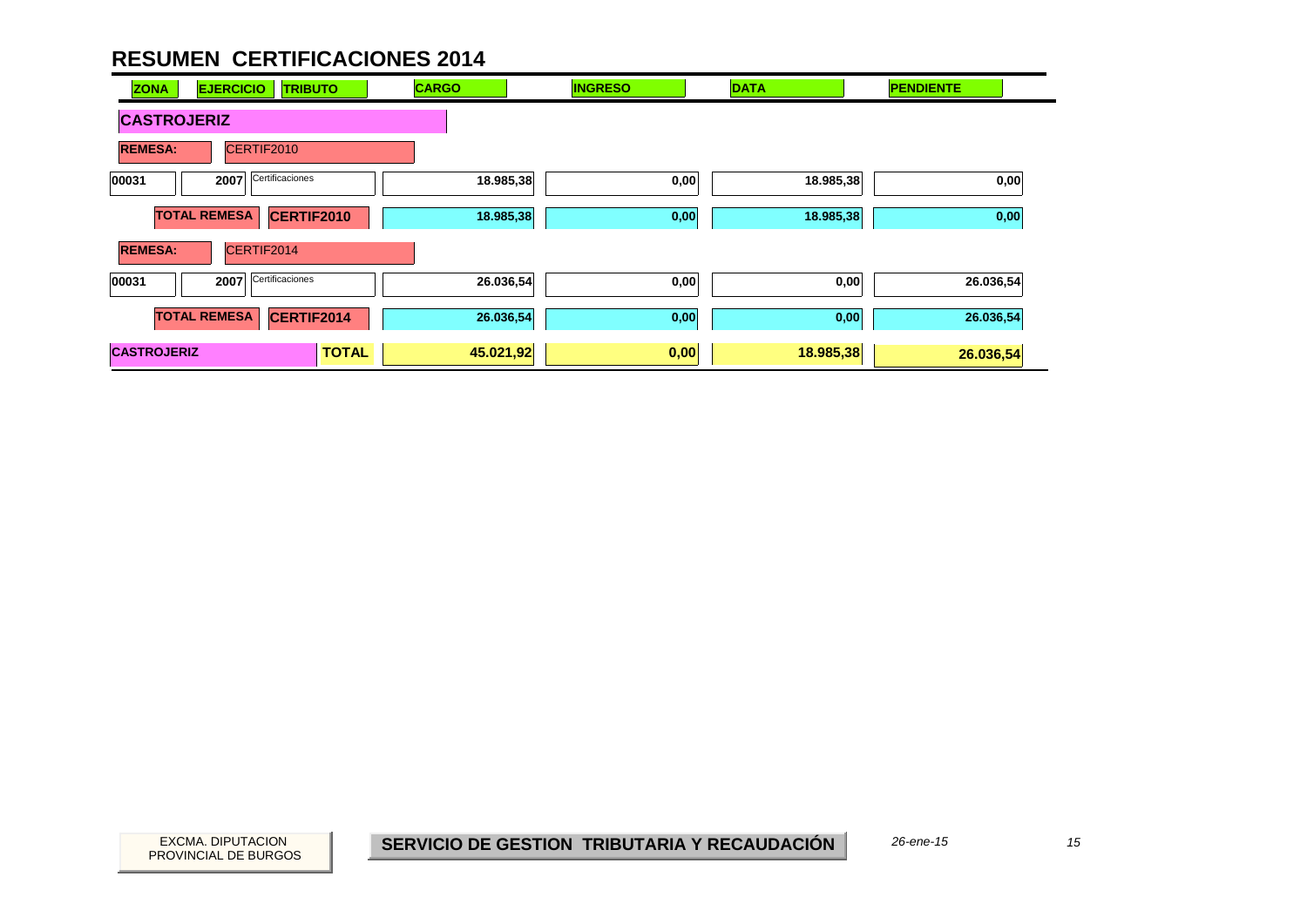# RESUMEN CERTIFICACIONES 2014

| ZONA | EJERCICIO | TRIBUTO | CARGO | INGRESO | DATA | PENDIENTE |
|---|---|---|---|---|---|---|
| **CASTROJERIZ** | | | | | | |
| **REMESA:** | CERTIF2010 | | | | | |
| 00031 | 2007 | Certificaciones | 18.985,38 | 0,00 | 18.985,38 | 0,00 |
| **TOTAL REMESA** | | **CERTIF2010** | 18.985,38 | 0,00 | 18.985,38 | 0,00 |
| **REMESA:** | CERTIF2014 | | | | | |
| 00031 | 2007 | Certificaciones | 26.036,54 | 0,00 | 0,00 | 26.036,54 |
| **TOTAL REMESA** | | **CERTIF2014** | 26.036,54 | 0,00 | 0,00 | 26.036,54 |
| **CASTROJERIZ** | | **TOTAL** | **45.021,92** | **0,00** | **18.985,38** | **26.036,54** |

EXCMA. DIPUTACION PROVINCIAL DE BURGOS

**SERVICIO DE GESTION TRIBUTARIA Y RECAUDACIÓN**

*26-ene-15*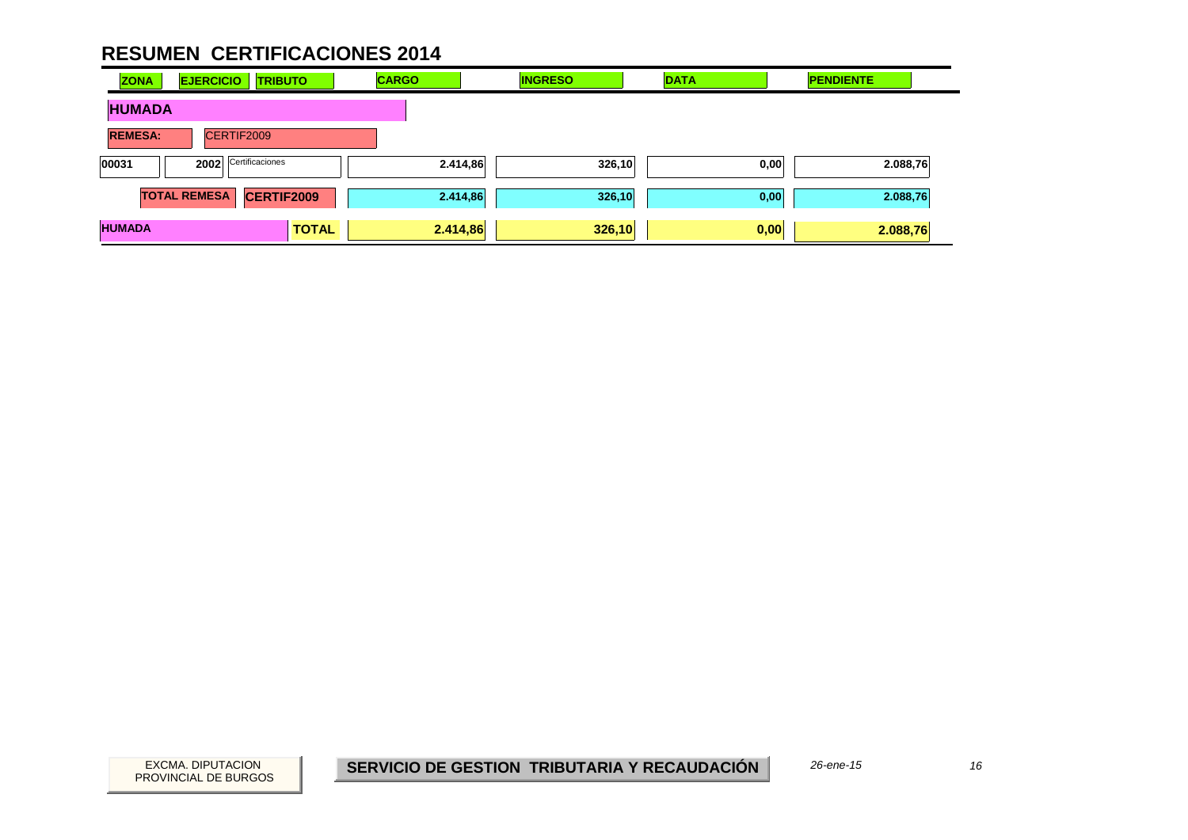# RESUMEN CERTIFICACIONES 2014

| ZONA | EJERCICIO | TRIBUTO | CARGO | INGRESO | DATA | PENDIENTE |
|---|---|---|---|---|---|---|
| **HUMADA** | | | | | | |
| **REMESA:** | CERTIF2009 | | | | | |
| 00031 | 2002 | Certificaciones | 2.414,86 | 326,10 | 0,00 | 2.088,76 |
| **TOTAL REMESA** | | **CERTIF2009** | **2.414,86** | **326,10** | **0,00** | **2.088,76** |
| **HUMADA** | | **TOTAL** | **2.414,86** | **326,10** | **0,00** | **2.088,76** |

EXCMA. DIPUTACION PROVINCIAL DE BURGOS

**SERVICIO DE GESTION TRIBUTARIA Y RECAUDACIÓN**

*26-ene-15*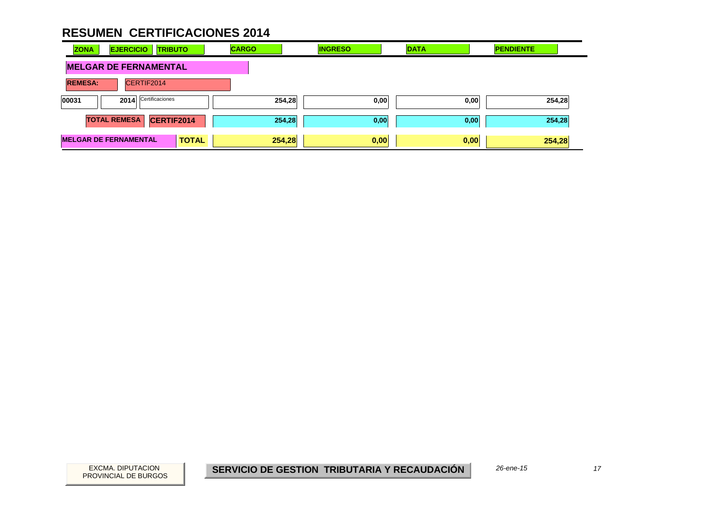# RESUMEN CERTIFICACIONES 2014

| ZONA | EJERCICIO | TRIBUTO | CARGO | INGRESO | DATA | PENDIENTE |
|---|---|---|---|---|---|---|
| **MELGAR DE FERNAMENTAL** | | | | | | |
| **REMESA:** | CERTIF2014 | | | | | |
| 00031 | 2014 | Certificaciones | 254,28 | 0,00 | 0,00 | 254,28 |
| **TOTAL REMESA** | **CERTIF2014** | | **254,28** | **0,00** | **0,00** | **254,28** |
| **MELGAR DE FERNAMENTAL** | | **TOTAL** | **254,28** | **0,00** | **0,00** | **254,28** |

EXCMA. DIPUTACION PROVINCIAL DE BURGOS

**SERVICIO DE GESTION TRIBUTARIA Y RECAUDACIÓN**

*26-ene-15*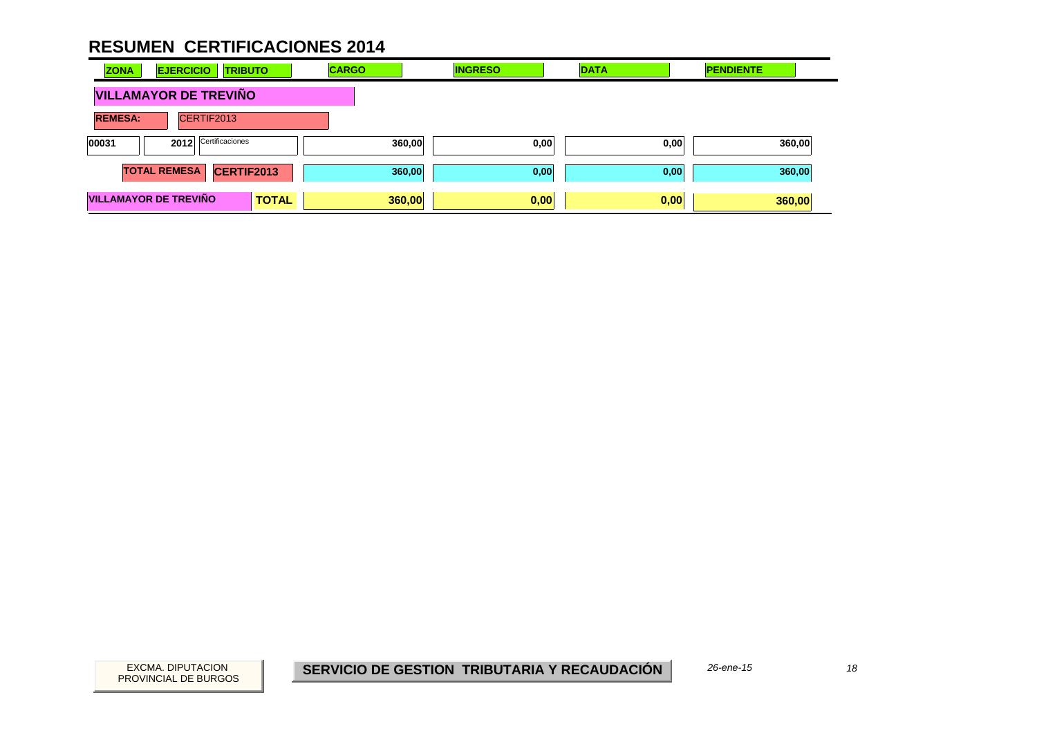# RESUMEN CERTIFICACIONES 2014

| ZONA | EJERCICIO | TRIBUTO | CARGO | INGRESO | DATA | PENDIENTE |
|---|---|---|---|---|---|---|
| **VILLAMAYOR DE TREVIÑO** | | | | | | |
| **REMESA:** | CERTIF2013 | | | | | |
| 00031 | 2012 | Certificaciones | 360,00 | 0,00 | 0,00 | 360,00 |
| **TOTAL REMESA** | **CERTIF2013** | | **360,00** | **0,00** | **0,00** | **360,00** |
| **VILLAMAYOR DE TREVIÑO** | | **TOTAL** | **360,00** | **0,00** | **0,00** | **360,00** |

EXCMA. DIPUTACION PROVINCIAL DE BURGOS

**SERVICIO DE GESTION TRIBUTARIA Y RECAUDACIÓN**

*26-ene-15*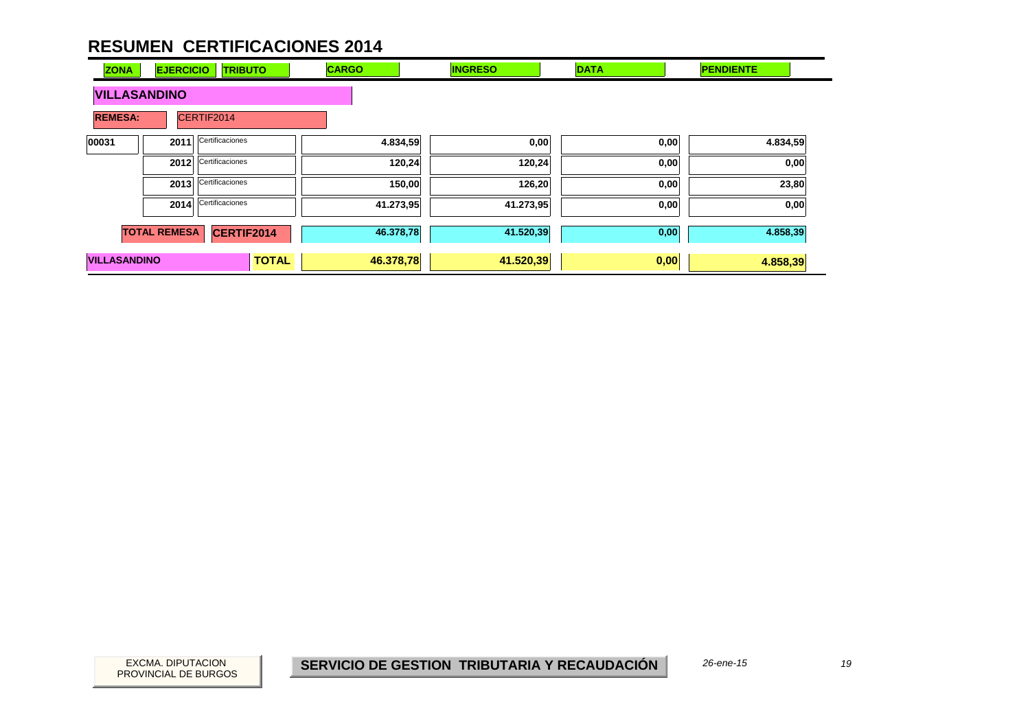# RESUMEN CERTIFICACIONES 2014

| ZONA | EJERCICIO | TRIBUTO | CARGO | INGRESO | DATA | PENDIENTE |
|---|---|---|---|---|---|---|
| **VILLASANDINO** | | | | | | |
| **REMESA:** | CERTIF2014 | | | | | |
| 00031 | 2011 | Certificaciones | 4.834,59 | 0,00 | 0,00 | 4.834,59 |
| | 2012 | Certificaciones | 120,24 | 120,24 | 0,00 | 0,00 |
| | 2013 | Certificaciones | 150,00 | 126,20 | 0,00 | 23,80 |
| | 2014 | Certificaciones | 41.273,95 | 41.273,95 | 0,00 | 0,00 |
| **TOTAL REMESA** | | **CERTIF2014** | **46.378,78** | **41.520,39** | **0,00** | **4.858,39** |
| **VILLASANDINO** | | **TOTAL** | **46.378,78** | **41.520,39** | **0,00** | **4.858,39** |

EXCMA. DIPUTACION PROVINCIAL DE BURGOS

**SERVICIO DE GESTION TRIBUTARIA Y RECAUDACIÓN**

*26-ene-15*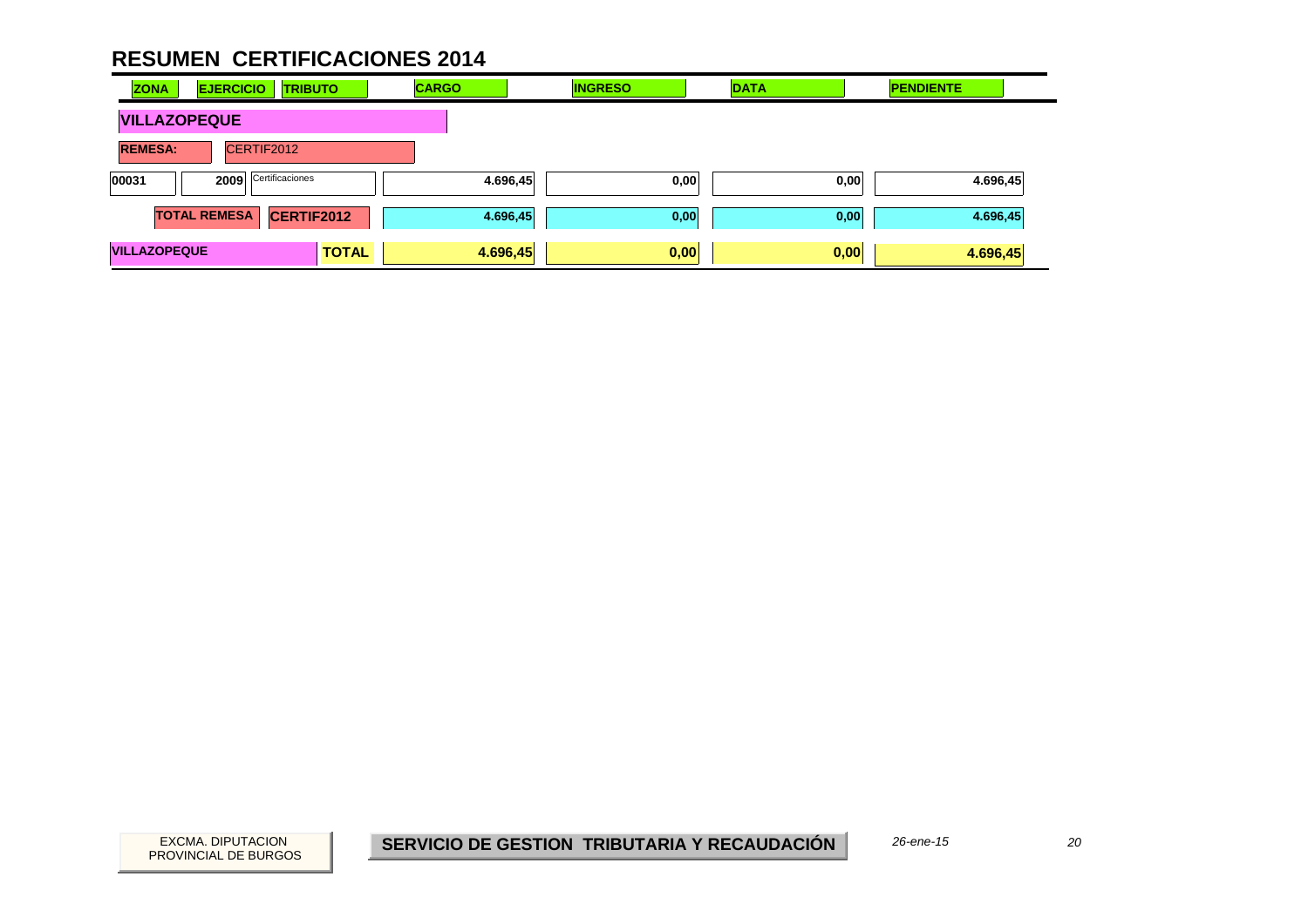# RESUMEN CERTIFICACIONES 2014

| ZONA | EJERCICIO | TRIBUTO | CARGO | INGRESO | DATA | PENDIENTE |
|---|---|---|---|---|---|---|
| **VILLAZOPEQUE** | | | | | | |
| **REMESA:** | CERTIF2012 | | | | | |
| 00031 | 2009 | Certificaciones | 4.696,45 | 0,00 | 0,00 | 4.696,45 |
| **TOTAL REMESA** | | **CERTIF2012** | 4.696,45 | 0,00 | 0,00 | 4.696,45 |
| **VILLAZOPEQUE** | | **TOTAL** | **4.696,45** | **0,00** | **0,00** | **4.696,45** |

EXCMA. DIPUTACION PROVINCIAL DE BURGOS

**SERVICIO DE GESTION TRIBUTARIA Y RECAUDACIÓN**

*26-ene-15*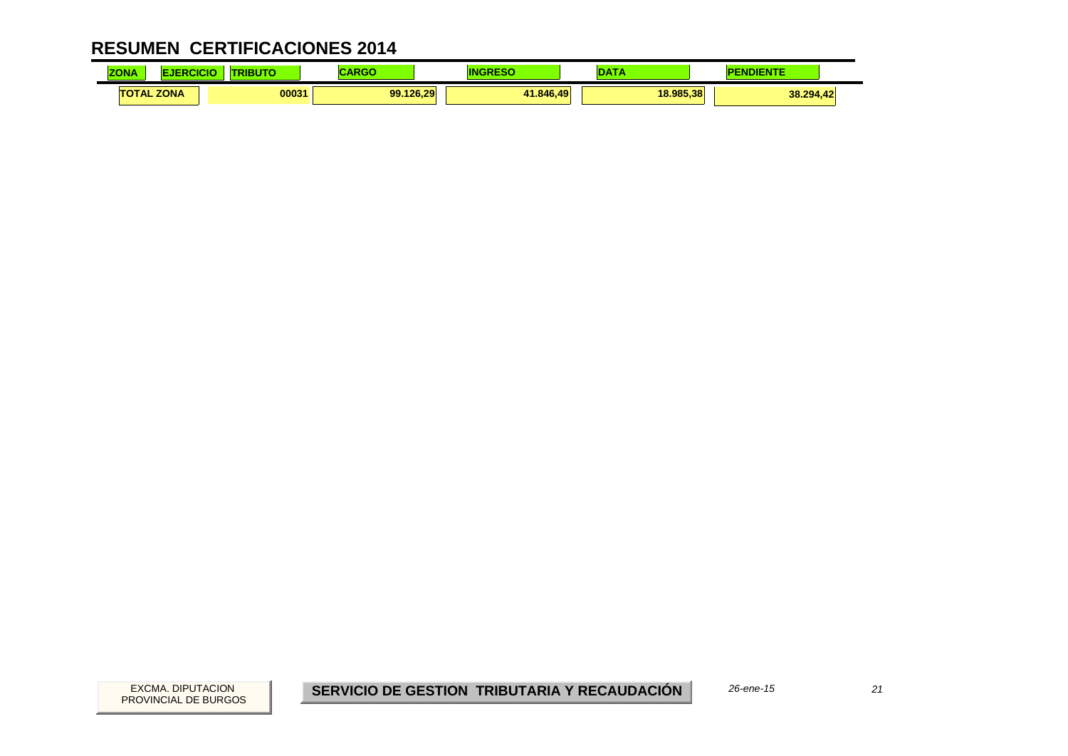# RESUMEN CERTIFICACIONES 2014

| ZONA | EJERCICIO | TRIBUTO | CARGO | INGRESO | DATA | PENDIENTE |
|---|---|---|---|---|---|---|
| TOTAL ZONA | | 00031 | 99.126,29 | 41.846,49 | 18.985,38 | 38.294,42 |

EXCMA. DIPUTACION PROVINCIAL DE BURGOS

**SERVICIO DE GESTION TRIBUTARIA Y RECAUDACIÓN**

*26-ene-15*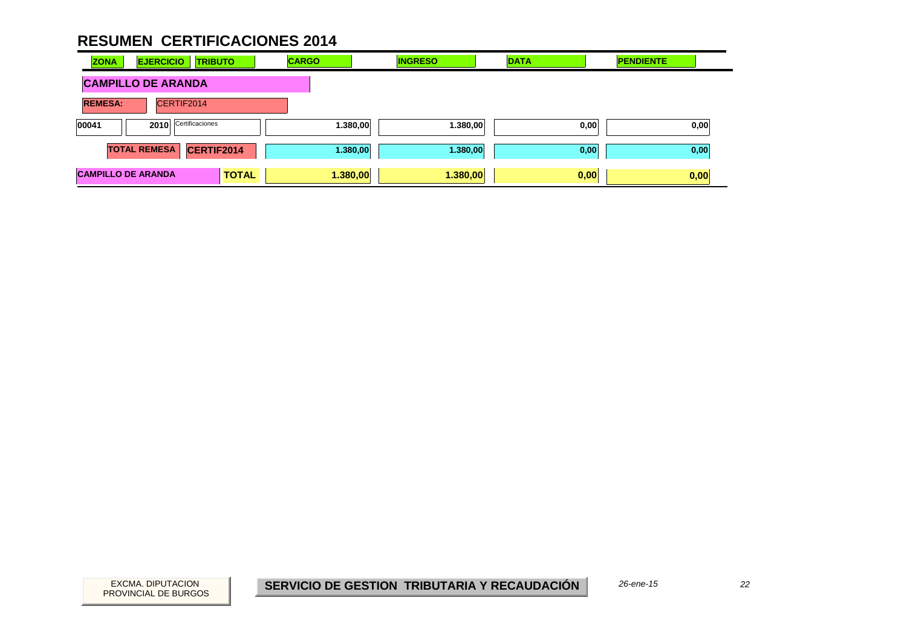# RESUMEN CERTIFICACIONES 2014

| ZONA | EJERCICIO | TRIBUTO | CARGO | INGRESO | DATA | PENDIENTE |
|---|---|---|---|---|---|---|
| **CAMPILLO DE ARANDA** | | | | | | |
| **REMESA:** | CERTIF2014 | | | | | |
| 00041 | 2010 | Certificaciones | 1.380,00 | 1.380,00 | 0,00 | 0,00 |
| **TOTAL REMESA** | | **CERTIF2014** | **1.380,00** | **1.380,00** | **0,00** | **0,00** |
| **CAMPILLO DE ARANDA** | | **TOTAL** | **1.380,00** | **1.380,00** | **0,00** | **0,00** |

EXCMA. DIPUTACION PROVINCIAL DE BURGOS

**SERVICIO DE GESTION TRIBUTARIA Y RECAUDACIÓN**

*26-ene-15*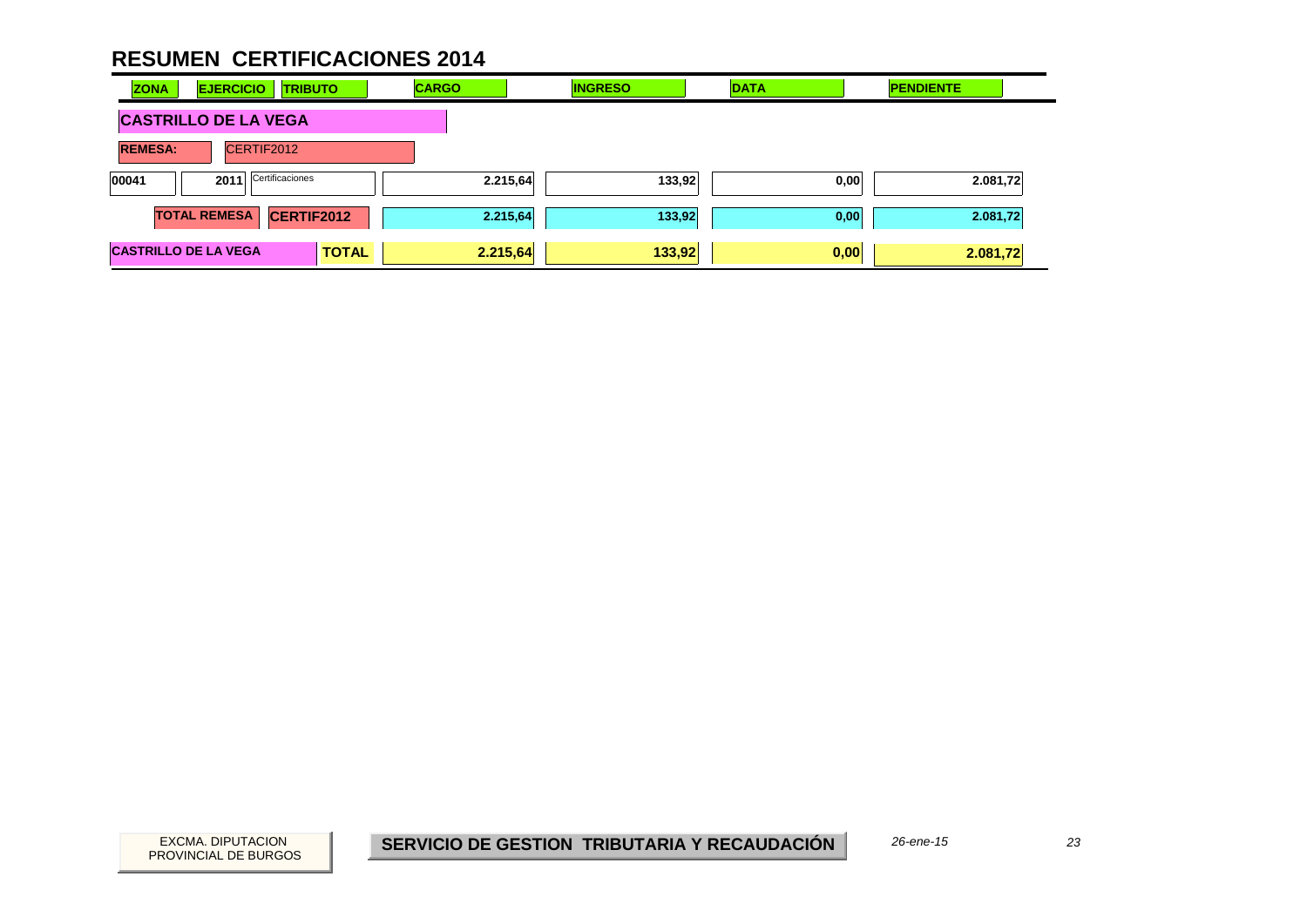# RESUMEN CERTIFICACIONES 2014

| ZONA | EJERCICIO | TRIBUTO | CARGO | INGRESO | DATA | PENDIENTE |
|---|---|---|---|---|---|---|
| **CASTRILLO DE LA VEGA** | | | | | | |
| **REMESA:** | CERTIF2012 | | | | | |
| 00041 | 2011 | Certificaciones | 2.215,64 | 133,92 | 0,00 | 2.081,72 |
| **TOTAL REMESA** | | **CERTIF2012** | **2.215,64** | **133,92** | **0,00** | **2.081,72** |
| **CASTRILLO DE LA VEGA** | | **TOTAL** | **2.215,64** | **133,92** | **0,00** | **2.081,72** |

EXCMA. DIPUTACION PROVINCIAL DE BURGOS

**SERVICIO DE GESTION TRIBUTARIA Y RECAUDACIÓN**

*26-ene-15*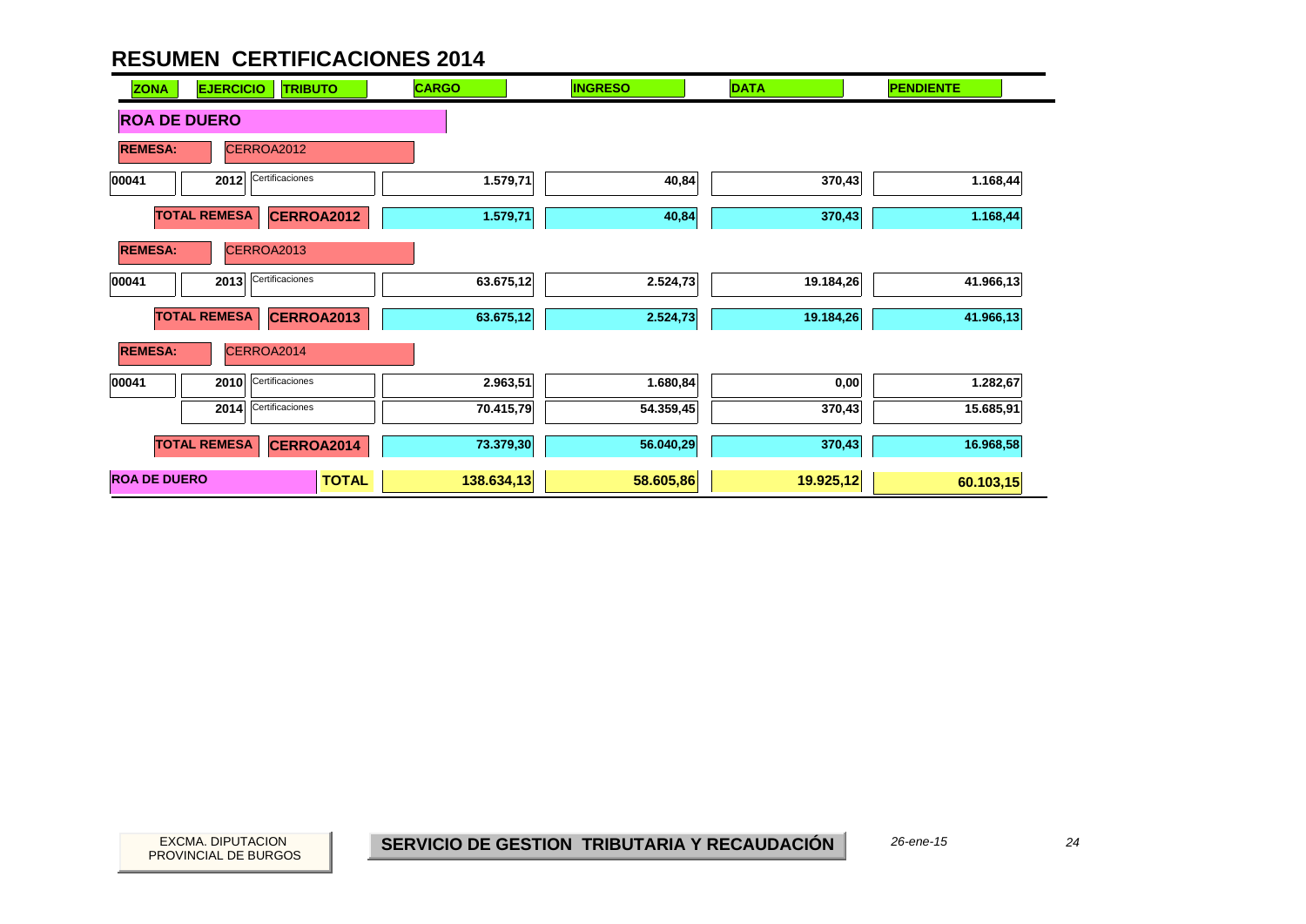# RESUMEN CERTIFICACIONES 2014

| ZONA | EJERCICIO | TRIBUTO | CARGO | INGRESO | DATA | PENDIENTE |
|---|---|---|---|---|---|---|
| **ROA DE DUERO** | | | | | | |
| **REMESA:** | CERROA2012 | | | | | |
| 00041 | 2012 | Certificaciones | 1.579,71 | 40,84 | 370,43 | 1.168,44 |
| **TOTAL REMESA** | **CERROA2012** | | 1.579,71 | 40,84 | 370,43 | 1.168,44 |
| **REMESA:** | CERROA2013 | | | | | |
| 00041 | 2013 | Certificaciones | 63.675,12 | 2.524,73 | 19.184,26 | 41.966,13 |
| **TOTAL REMESA** | **CERROA2013** | | 63.675,12 | 2.524,73 | 19.184,26 | 41.966,13 |
| **REMESA:** | CERROA2014 | | | | | |
| 00041 | 2010 | Certificaciones | 2.963,51 | 1.680,84 | 0,00 | 1.282,67 |
| | 2014 | Certificaciones | 70.415,79 | 54.359,45 | 370,43 | 15.685,91 |
| **TOTAL REMESA** | **CERROA2014** | | 73.379,30 | 56.040,29 | 370,43 | 16.968,58 |
| **ROA DE DUERO** | | **TOTAL** | **138.634,13** | **58.605,86** | **19.925,12** | **60.103,15** |

EXCMA. DIPUTACION PROVINCIAL DE BURGOS

**SERVICIO DE GESTION TRIBUTARIA Y RECAUDACIÓN**

*26-ene-15*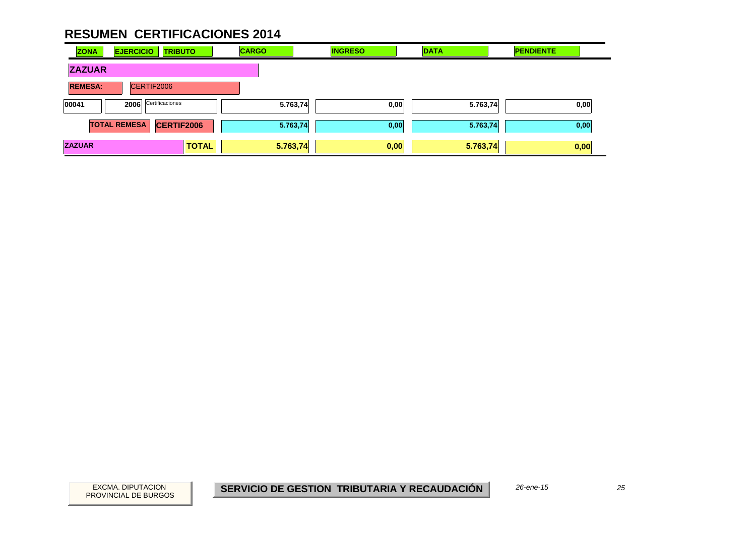# RESUMEN CERTIFICACIONES 2014

| ZONA | EJERCICIO | TRIBUTO | CARGO | INGRESO | DATA | PENDIENTE |
|---|---|---|---|---|---|---|
| **ZAZUAR** | | | | | | |
| **REMESA:** | CERTIF2006 | | | | | |
| 00041 | 2006 | Certificaciones | 5.763,74 | 0,00 | 5.763,74 | 0,00 |
| **TOTAL REMESA** | | **CERTIF2006** | 5.763,74 | 0,00 | 5.763,74 | 0,00 |
| **ZAZUAR** | | **TOTAL** | **5.763,74** | **0,00** | **5.763,74** | **0,00** |

EXCMA. DIPUTACION PROVINCIAL DE BURGOS

**SERVICIO DE GESTION TRIBUTARIA Y RECAUDACIÓN**

*26-ene-15*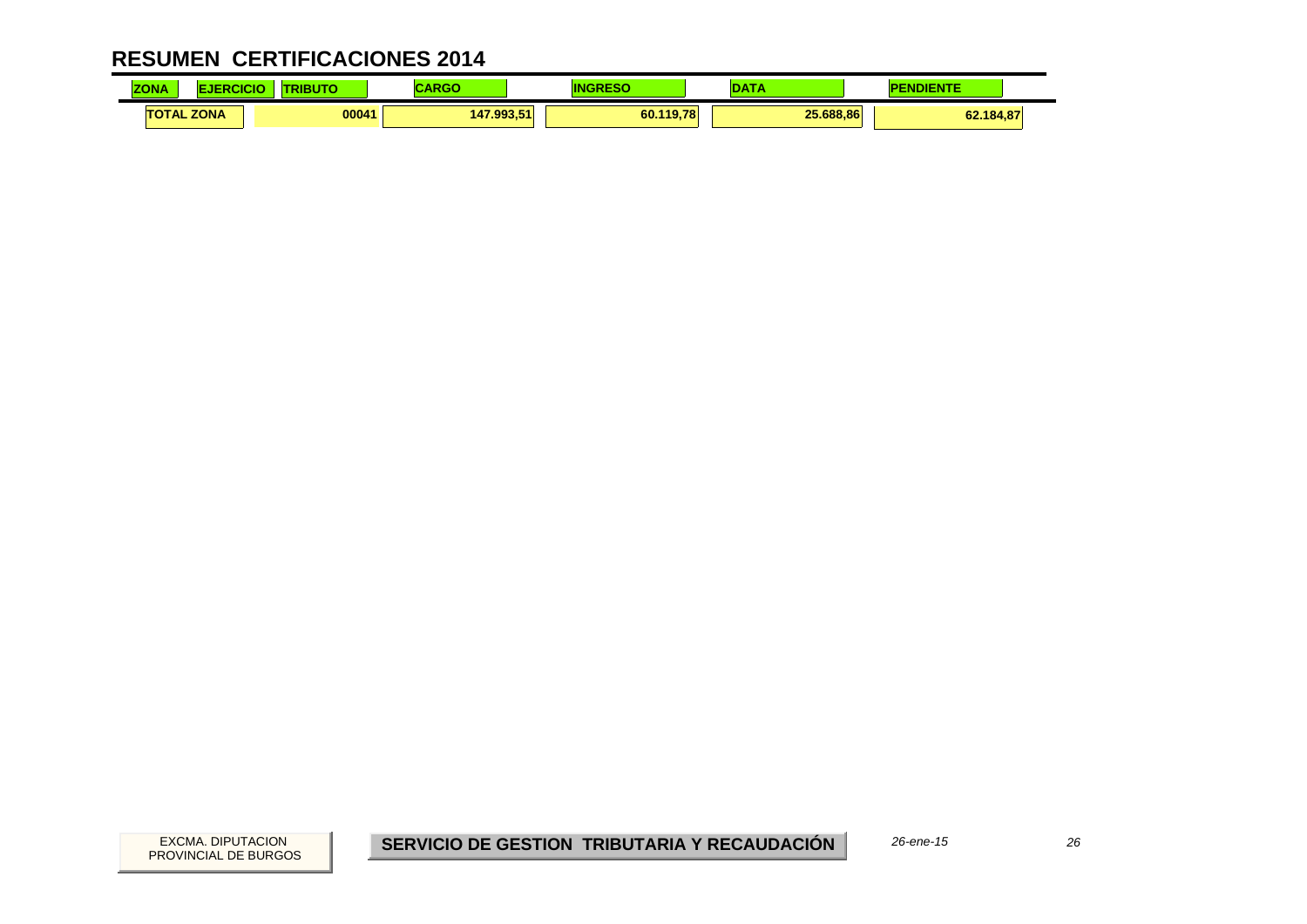# RESUMEN CERTIFICACIONES 2014

| ZONA | EJERCICIO | TRIBUTO | CARGO | INGRESO | DATA | PENDIENTE |
|---|---|---|---|---|---|---|
| TOTAL ZONA | | 00041 | 147.993,51 | 60.119,78 | 25.688,86 | 62.184,87 |

EXCMA. DIPUTACION PROVINCIAL DE BURGOS

**SERVICIO DE GESTION TRIBUTARIA Y RECAUDACIÓN**

*26-ene-15*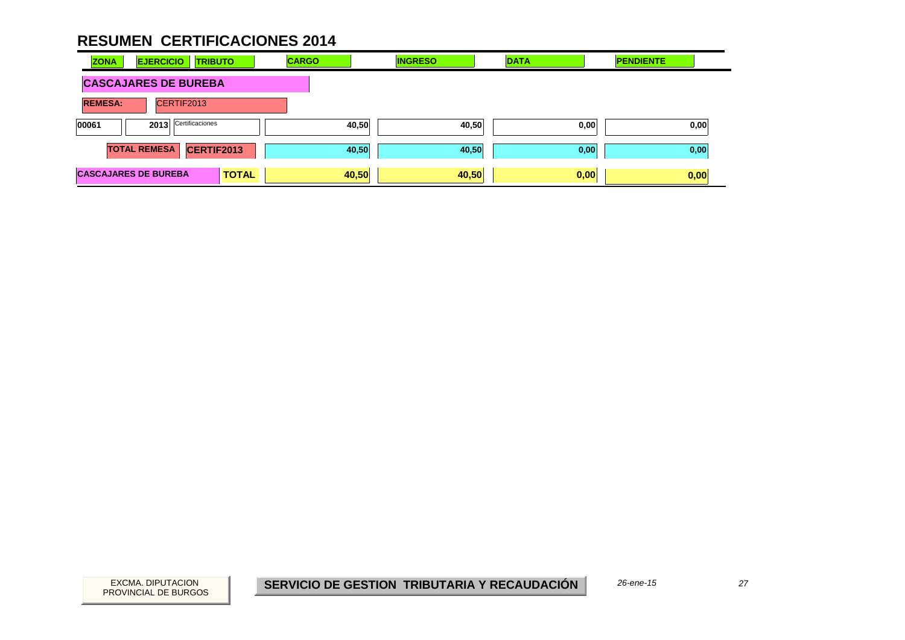# RESUMEN CERTIFICACIONES 2014

| ZONA | EJERCICIO | TRIBUTO | CARGO | INGRESO | DATA | PENDIENTE |
|---|---|---|---|---|---|---|
| **CASCAJARES DE BUREBA** | | | | | | |
| **REMESA:** | CERTIF2013 | | | | | |
| 00061 | 2013 | Certificaciones | 40,50 | 40,50 | 0,00 | 0,00 |
| **TOTAL REMESA** | | **CERTIF2013** | 40,50 | 40,50 | 0,00 | 0,00 |
| **CASCAJARES DE BUREBA** | | **TOTAL** | **40,50** | **40,50** | **0,00** | **0,00** |

EXCMA. DIPUTACION PROVINCIAL DE BURGOS

**SERVICIO DE GESTION TRIBUTARIA Y RECAUDACIÓN**

*26-ene-15*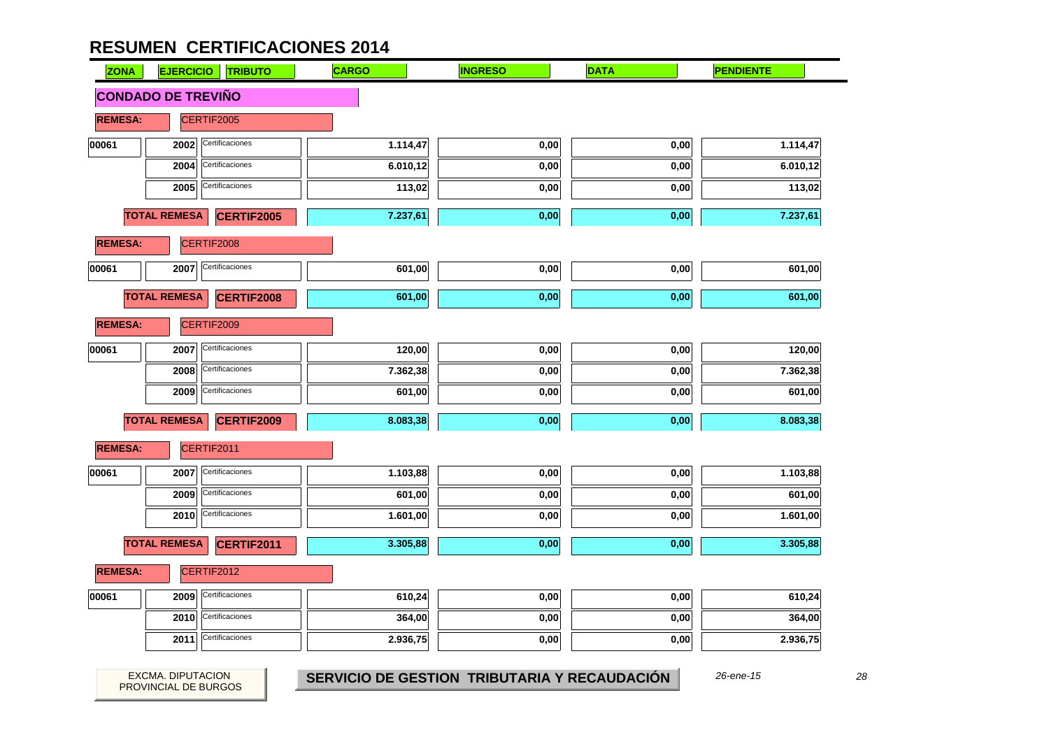# RESUMEN CERTIFICACIONES 2014

| ZONA | EJERCICIO | TRIBUTO | CARGO | INGRESO | DATA | PENDIENTE |
|---|---|---|---|---|---|---|
| **CONDADO DE TREVIÑO** | | | | | | |
| **REMESA:** | CERTIF2005 | | | | | |
| 00061 | 2002 | Certificaciones | 1.114,47 | 0,00 | 0,00 | 1.114,47 |
| | 2004 | Certificaciones | 6.010,12 | 0,00 | 0,00 | 6.010,12 |
| | 2005 | Certificaciones | 113,02 | 0,00 | 0,00 | 113,02 |
| | **TOTAL REMESA** | **CERTIF2005** | **7.237,61** | **0,00** | **0,00** | **7.237,61** |
| **REMESA:** | CERTIF2008 | | | | | |
| 00061 | 2007 | Certificaciones | 601,00 | 0,00 | 0,00 | 601,00 |
| | **TOTAL REMESA** | **CERTIF2008** | **601,00** | **0,00** | **0,00** | **601,00** |
| **REMESA:** | CERTIF2009 | | | | | |
| 00061 | 2007 | Certificaciones | 120,00 | 0,00 | 0,00 | 120,00 |
| | 2008 | Certificaciones | 7.362,38 | 0,00 | 0,00 | 7.362,38 |
| | 2009 | Certificaciones | 601,00 | 0,00 | 0,00 | 601,00 |
| | **TOTAL REMESA** | **CERTIF2009** | **8.083,38** | **0,00** | **0,00** | **8.083,38** |
| **REMESA:** | CERTIF2011 | | | | | |
| 00061 | 2007 | Certificaciones | 1.103,88 | 0,00 | 0,00 | 1.103,88 |
| | 2009 | Certificaciones | 601,00 | 0,00 | 0,00 | 601,00 |
| | 2010 | Certificaciones | 1.601,00 | 0,00 | 0,00 | 1.601,00 |
| | **TOTAL REMESA** | **CERTIF2011** | **3.305,88** | **0,00** | **0,00** | **3.305,88** |
| **REMESA:** | CERTIF2012 | | | | | |
| 00061 | 2009 | Certificaciones | 610,24 | 0,00 | 0,00 | 610,24 |
| | 2010 | Certificaciones | 364,00 | 0,00 | 0,00 | 364,00 |
| | 2011 | Certificaciones | 2.936,75 | 0,00 | 0,00 | 2.936,75 |

EXCMA. DIPUTACION PROVINCIAL DE BURGOS

**SERVICIO DE GESTION TRIBUTARIA Y RECAUDACIÓN**

*26-ene-15*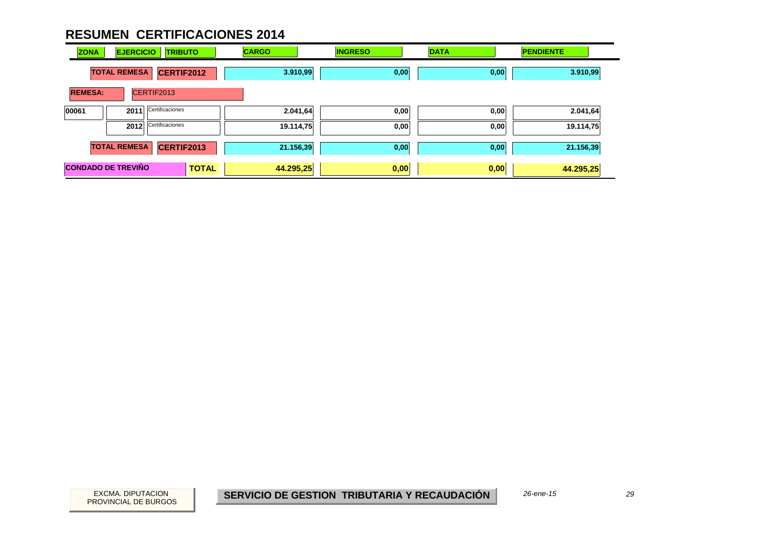# RESUMEN CERTIFICACIONES 2014

| ZONA | EJERCICIO | TRIBUTO | CARGO | INGRESO | DATA | PENDIENTE |
|---|---|---|---|---|---|---|
| | TOTAL REMESA | CERTIF2012 | 3.910,99 | 0,00 | 0,00 | 3.910,99 |
| REMESA: | CERTIF2013 | | | | | |
| 00061 | 2011 | Certificaciones | 2.041,64 | 0,00 | 0,00 | 2.041,64 |
| | 2012 | Certificaciones | 19.114,75 | 0,00 | 0,00 | 19.114,75 |
| | TOTAL REMESA | CERTIF2013 | 21.156,39 | 0,00 | 0,00 | 21.156,39 |
| CONDADO DE TREVIÑO | | TOTAL | 44.295,25 | 0,00 | 0,00 | 44.295,25 |

EXCMA. DIPUTACION PROVINCIAL DE BURGOS

**SERVICIO DE GESTION TRIBUTARIA Y RECAUDACIÓN**

*26-ene-15*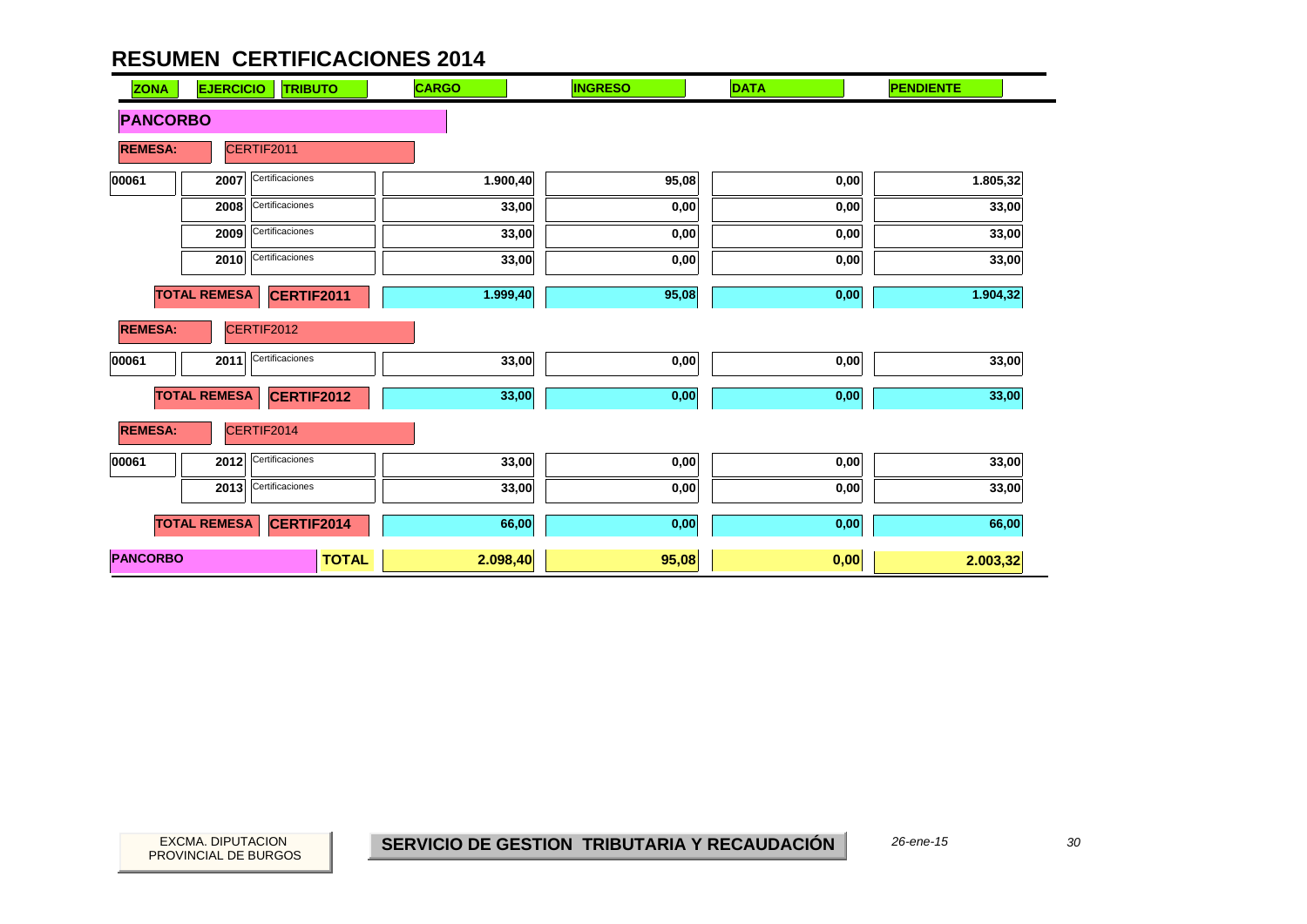# RESUMEN CERTIFICACIONES 2014

| ZONA | EJERCICIO | TRIBUTO | CARGO | INGRESO | DATA | PENDIENTE |
|---|---|---|---|---|---|---|
| **PANCORBO** | | | | | | |
| **REMESA:** | CERTIF2011 | | | | | |
| 00061 | 2007 | Certificaciones | 1.900,40 | 95,08 | 0,00 | 1.805,32 |
| | 2008 | Certificaciones | 33,00 | 0,00 | 0,00 | 33,00 |
| | 2009 | Certificaciones | 33,00 | 0,00 | 0,00 | 33,00 |
| | 2010 | Certificaciones | 33,00 | 0,00 | 0,00 | 33,00 |
| | **TOTAL REMESA** | **CERTIF2011** | 1.999,40 | 95,08 | 0,00 | 1.904,32 |
| **REMESA:** | CERTIF2012 | | | | | |
| 00061 | 2011 | Certificaciones | 33,00 | 0,00 | 0,00 | 33,00 |
| | **TOTAL REMESA** | **CERTIF2012** | 33,00 | 0,00 | 0,00 | 33,00 |
| **REMESA:** | CERTIF2014 | | | | | |
| 00061 | 2012 | Certificaciones | 33,00 | 0,00 | 0,00 | 33,00 |
| | 2013 | Certificaciones | 33,00 | 0,00 | 0,00 | 33,00 |
| | **TOTAL REMESA** | **CERTIF2014** | 66,00 | 0,00 | 0,00 | 66,00 |
| **PANCORBO** | | **TOTAL** | **2.098,40** | **95,08** | **0,00** | **2.003,32** |

EXCMA. DIPUTACION PROVINCIAL DE BURGOS

**SERVICIO DE GESTION TRIBUTARIA Y RECAUDACIÓN**

*26-ene-15*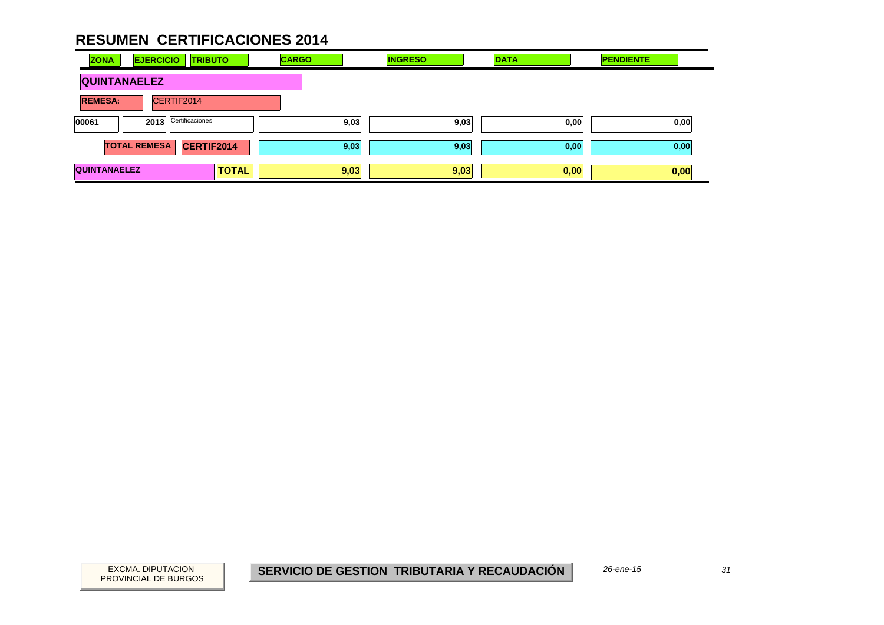# RESUMEN CERTIFICACIONES 2014

| ZONA | EJERCICIO | TRIBUTO | CARGO | INGRESO | DATA | PENDIENTE |
|---|---|---|---|---|---|---|
| **QUINTANAELEZ** | | | | | | |
| **REMESA:** | CERTIF2014 | | | | | |
| 00061 | 2013 | Certificaciones | 9,03 | 9,03 | 0,00 | 0,00 |
| **TOTAL REMESA** | **CERTIF2014** | | 9,03 | 9,03 | 0,00 | 0,00 |
| **QUINTANAELEZ** | | **TOTAL** | 9,03 | 9,03 | 0,00 | 0,00 |

EXCMA. DIPUTACION PROVINCIAL DE BURGOS

**SERVICIO DE GESTION TRIBUTARIA Y RECAUDACIÓN**

*26-ene-15*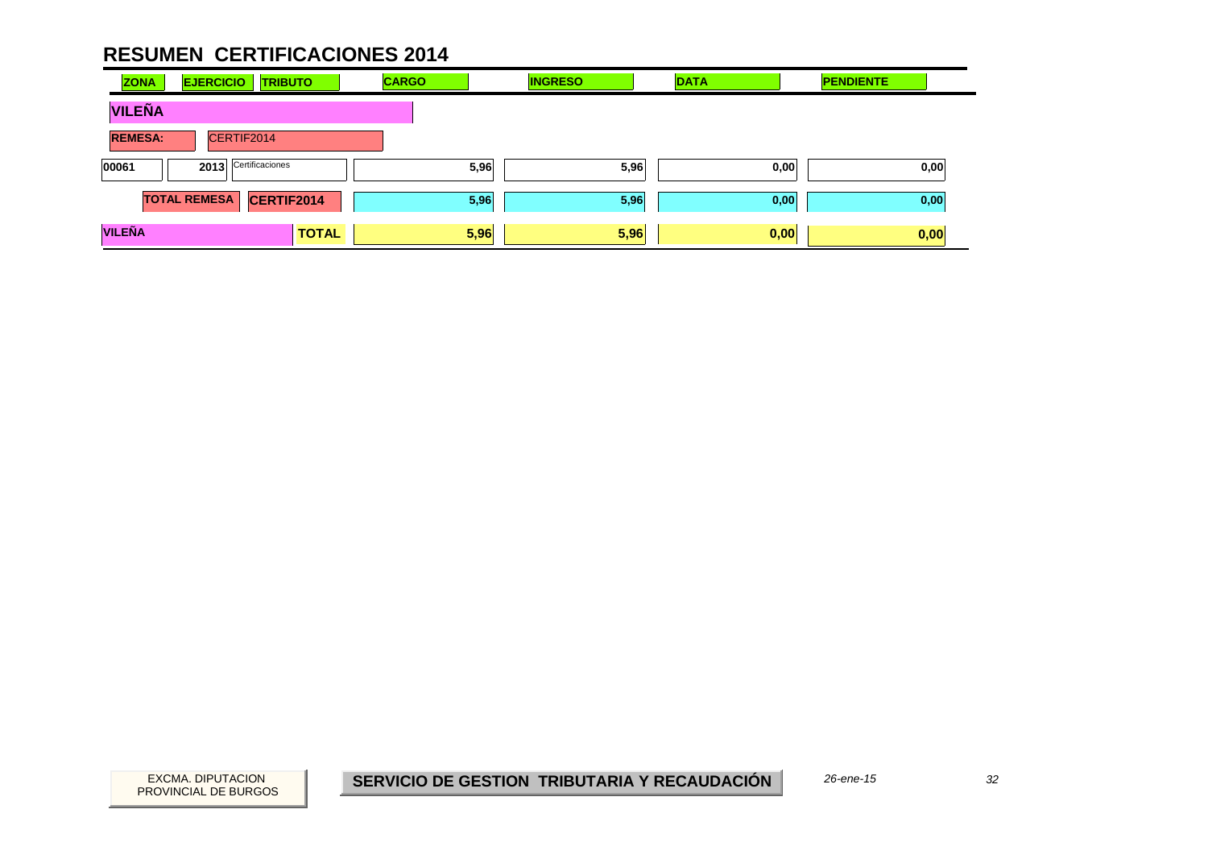# RESUMEN CERTIFICACIONES 2014

| ZONA | EJERCICIO | TRIBUTO | CARGO | INGRESO | DATA | PENDIENTE |
|---|---|---|---|---|---|---|
| **VILEÑA** | | | | | | |
| **REMESA:** | CERTIF2014 | | | | | |
| 00061 | 2013 | Certificaciones | 5,96 | 5,96 | 0,00 | 0,00 |
| | **TOTAL REMESA** | **CERTIF2014** | 5,96 | 5,96 | 0,00 | 0,00 |
| **VILEÑA** | | **TOTAL** | **5,96** | **5,96** | **0,00** | **0,00** |

EXCMA. DIPUTACION PROVINCIAL DE BURGOS

**SERVICIO DE GESTION TRIBUTARIA Y RECAUDACIÓN**

*26-ene-15*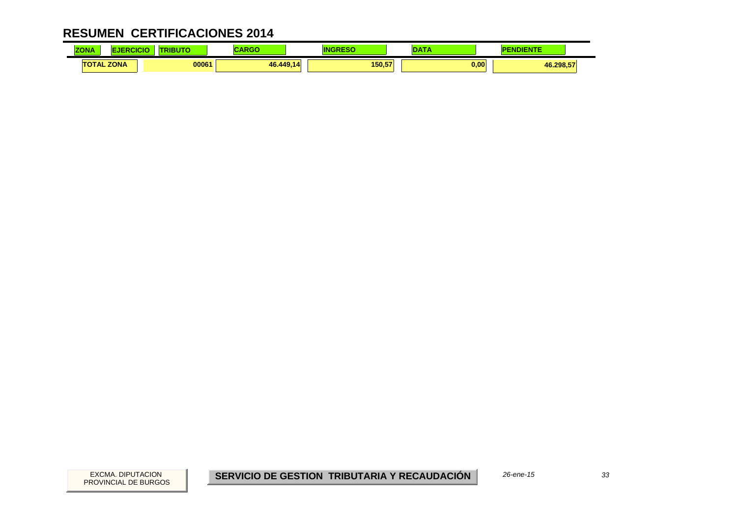# RESUMEN CERTIFICACIONES 2014

| ZONA | EJERCICIO | TRIBUTO | CARGO | INGRESO | DATA | PENDIENTE |
|---|---|---|---|---|---|---|
| TOTAL ZONA | | 00061 | 46.449,14 | 150,57 | 0,00 | 46.298,57 |

EXCMA. DIPUTACION PROVINCIAL DE BURGOS

**SERVICIO DE GESTION TRIBUTARIA Y RECAUDACIÓN**

*26-ene-15*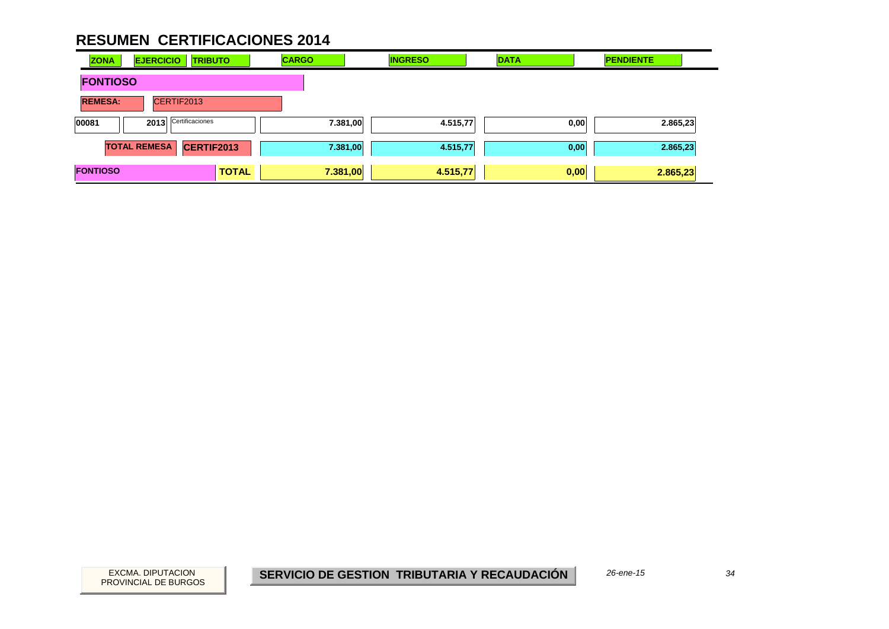# RESUMEN CERTIFICACIONES 2014

| ZONA | EJERCICIO | TRIBUTO | CARGO | INGRESO | DATA | PENDIENTE |
|---|---|---|---|---|---|---|
| **FONTIOSO** | | | | | | |
| **REMESA:** | CERTIF2013 | | | | | |
| 00081 | 2013 | Certificaciones | 7.381,00 | 4.515,77 | 0,00 | 2.865,23 |
| | **TOTAL REMESA** | **CERTIF2013** | 7.381,00 | 4.515,77 | 0,00 | 2.865,23 |
| **FONTIOSO** | | **TOTAL** | **7.381,00** | **4.515,77** | **0,00** | **2.865,23** |

EXCMA. DIPUTACION PROVINCIAL DE BURGOS

**SERVICIO DE GESTION TRIBUTARIA Y RECAUDACIÓN**

*26-ene-15*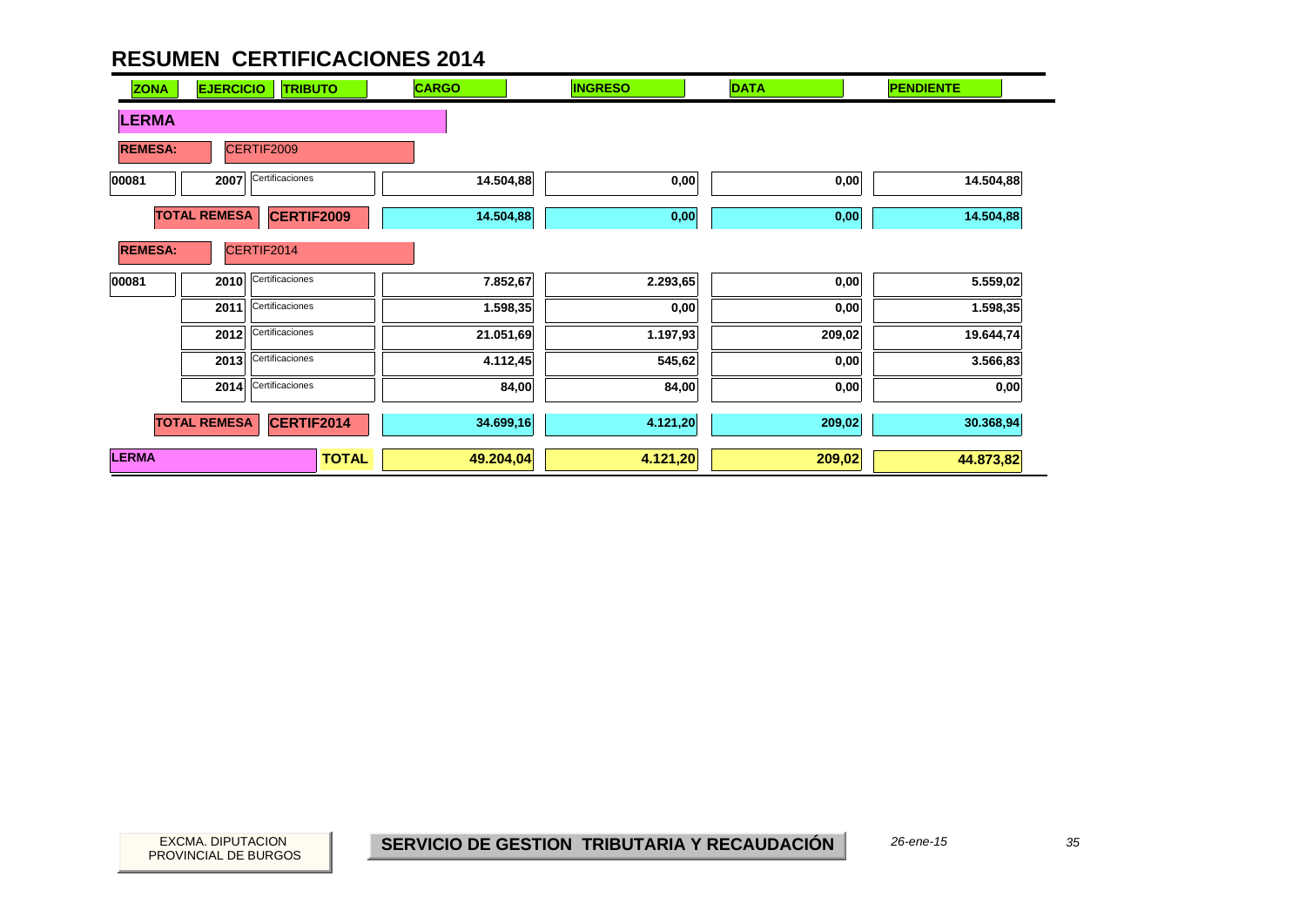# RESUMEN CERTIFICACIONES 2014

| ZONA | EJERCICIO | TRIBUTO | CARGO | INGRESO | DATA | PENDIENTE |
|---|---|---|---|---|---|---|
| **LERMA** | | | | | | |
| **REMESA:** | CERTIF2009 | | | | | |
| 00081 | 2007 | Certificaciones | 14.504,88 | 0,00 | 0,00 | 14.504,88 |
| **TOTAL REMESA** | | **CERTIF2009** | **14.504,88** | **0,00** | **0,00** | **14.504,88** |
| **REMESA:** | CERTIF2014 | | | | | |
| 00081 | 2010 | Certificaciones | 7.852,67 | 2.293,65 | 0,00 | 5.559,02 |
| | 2011 | Certificaciones | 1.598,35 | 0,00 | 0,00 | 1.598,35 |
| | 2012 | Certificaciones | 21.051,69 | 1.197,93 | 209,02 | 19.644,74 |
| | 2013 | Certificaciones | 4.112,45 | 545,62 | 0,00 | 3.566,83 |
| | 2014 | Certificaciones | 84,00 | 84,00 | 0,00 | 0,00 |
| **TOTAL REMESA** | | **CERTIF2014** | **34.699,16** | **4.121,20** | **209,02** | **30.368,94** |
| **LERMA** | | **TOTAL** | **49.204,04** | **4.121,20** | **209,02** | **44.873,82** |

EXCMA. DIPUTACION PROVINCIAL DE BURGOS

**SERVICIO DE GESTION TRIBUTARIA Y RECAUDACIÓN**

*26-ene-15*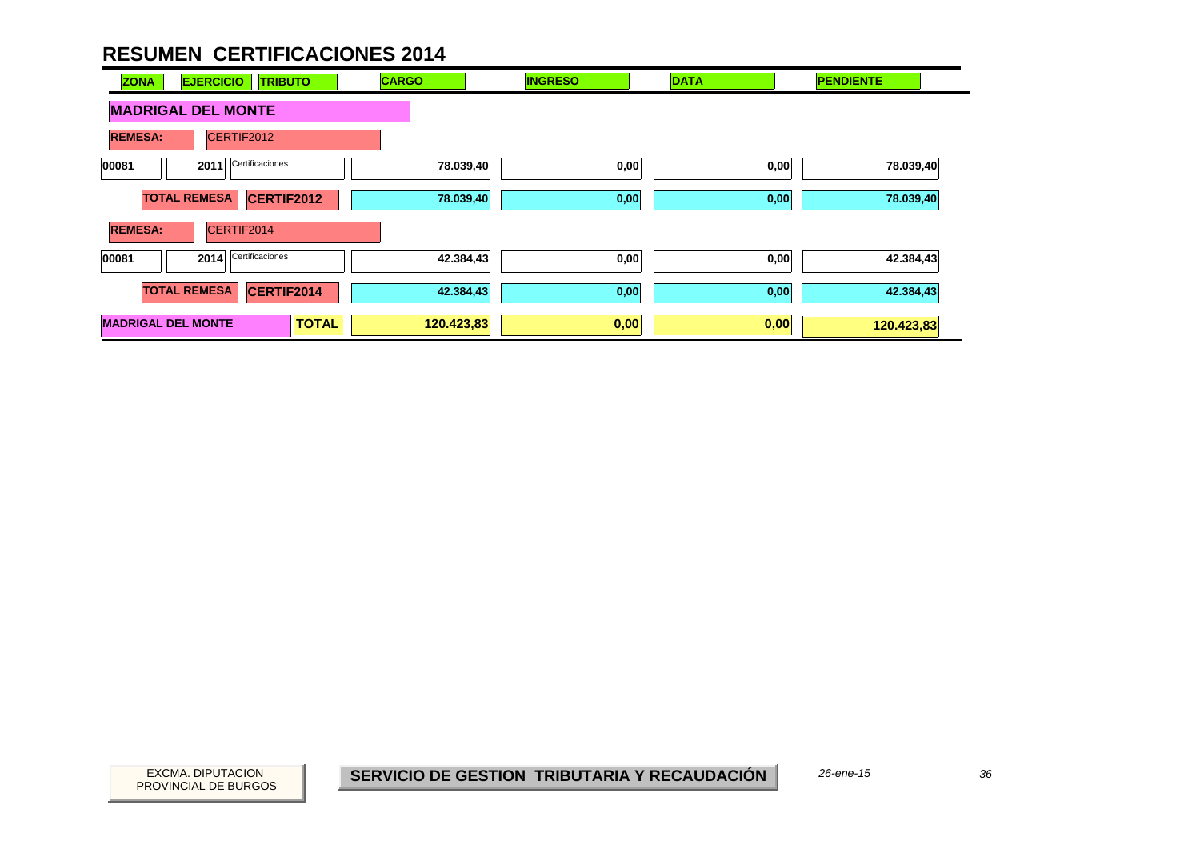# RESUMEN CERTIFICACIONES 2014

| ZONA | EJERCICIO | TRIBUTO | CARGO | INGRESO | DATA | PENDIENTE |
|---|---|---|---|---|---|---|
| **MADRIGAL DEL MONTE** | | | | | | |
| **REMESA:** | CERTIF2012 | | | | | |
| 00081 | 2011 | Certificaciones | 78.039,40 | 0,00 | 0,00 | 78.039,40 |
| | **TOTAL REMESA** | **CERTIF2012** | **78.039,40** | **0,00** | **0,00** | **78.039,40** |
| **REMESA:** | CERTIF2014 | | | | | |
| 00081 | 2014 | Certificaciones | 42.384,43 | 0,00 | 0,00 | 42.384,43 |
| | **TOTAL REMESA** | **CERTIF2014** | **42.384,43** | **0,00** | **0,00** | **42.384,43** |
| **MADRIGAL DEL MONTE** | | **TOTAL** | **120.423,83** | **0,00** | **0,00** | **120.423,83** |

EXCMA. DIPUTACION PROVINCIAL DE BURGOS

**SERVICIO DE GESTION TRIBUTARIA Y RECAUDACIÓN**

*26-ene-15*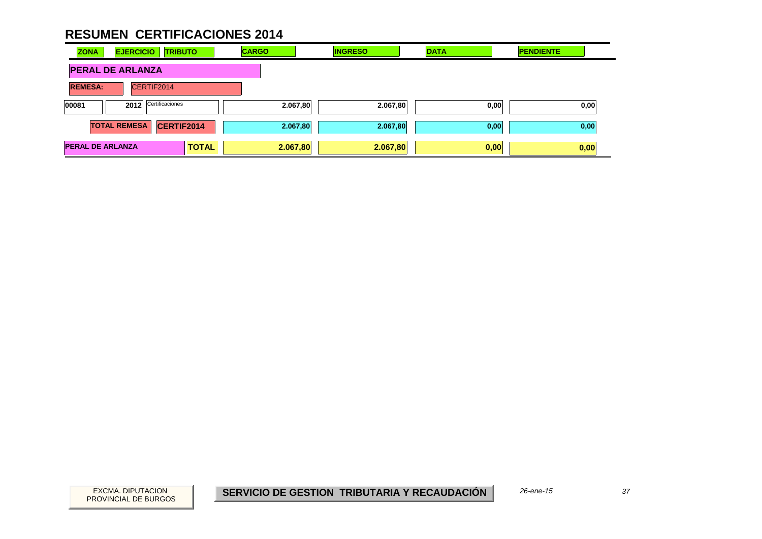# RESUMEN CERTIFICACIONES 2014

| ZONA | EJERCICIO | TRIBUTO | CARGO | INGRESO | DATA | PENDIENTE |
|---|---|---|---|---|---|---|
| **PERAL DE ARLANZA** | | | | | | |
| **REMESA:** | CERTIF2014 | | | | | |
| 00081 | 2012 | Certificaciones | 2.067,80 | 2.067,80 | 0,00 | 0,00 |
| | **TOTAL REMESA** | **CERTIF2014** | 2.067,80 | 2.067,80 | 0,00 | 0,00 |
| **PERAL DE ARLANZA** | | **TOTAL** | **2.067,80** | **2.067,80** | **0,00** | **0,00** |

EXCMA. DIPUTACION PROVINCIAL DE BURGOS

**SERVICIO DE GESTION TRIBUTARIA Y RECAUDACIÓN**

*26-ene-15*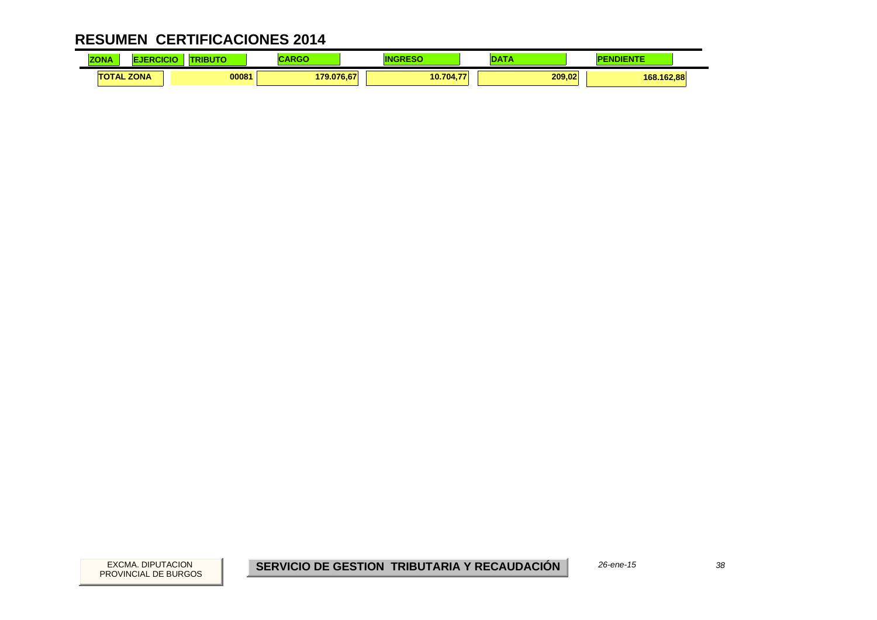# RESUMEN CERTIFICACIONES 2014

| ZONA | EJERCICIO | TRIBUTO | CARGO | INGRESO | DATA | PENDIENTE |
|---|---|---|---|---|---|---|
| TOTAL ZONA | | 00081 | 179.076,67 | 10.704,77 | 209,02 | 168.162,88 |

EXCMA. DIPUTACION PROVINCIAL DE BURGOS

**SERVICIO DE GESTION TRIBUTARIA Y RECAUDACIÓN**

*26-ene-15*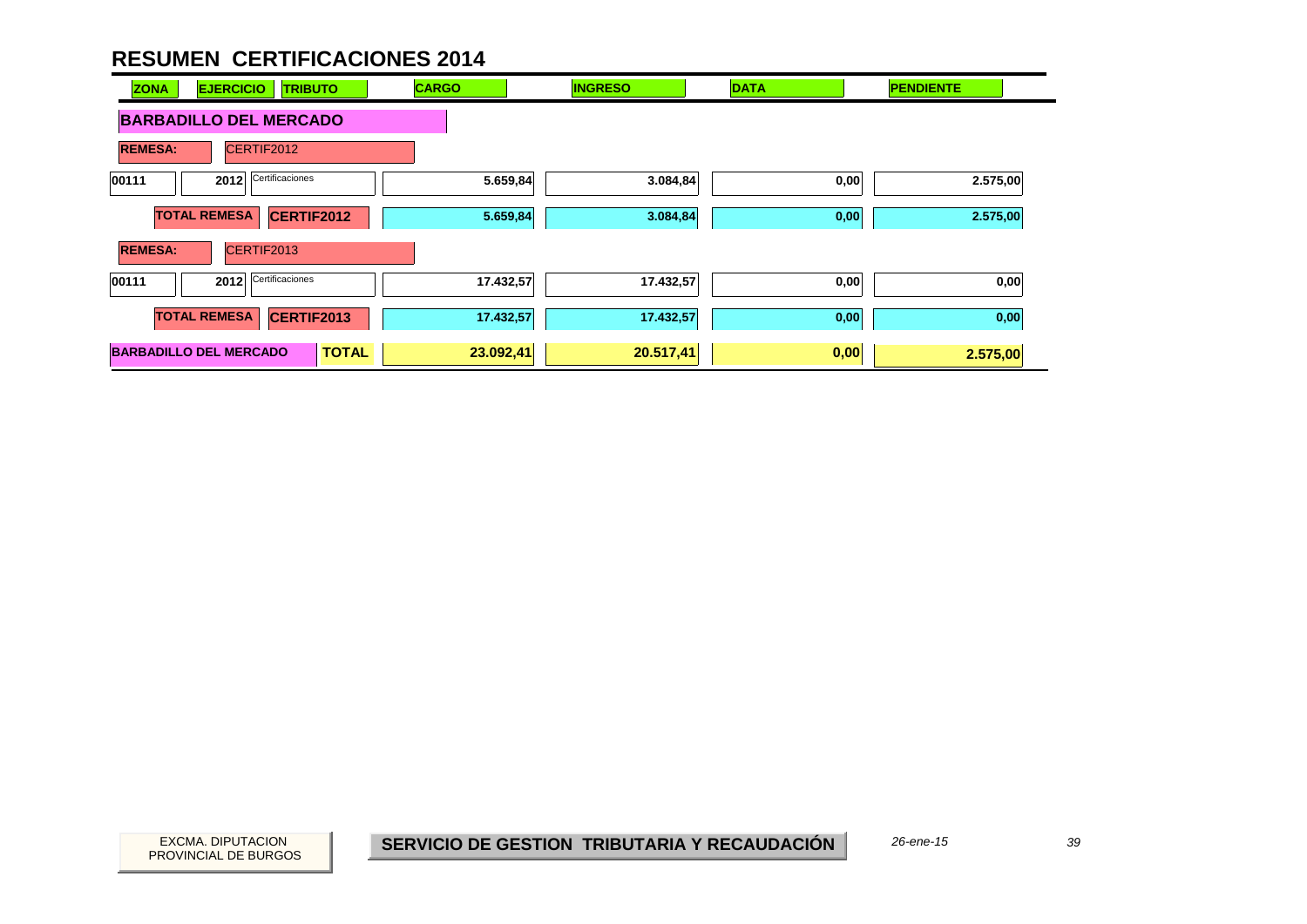# RESUMEN CERTIFICACIONES 2014

| ZONA | EJERCICIO | TRIBUTO | CARGO | INGRESO | DATA | PENDIENTE |
|---|---|---|---|---|---|---|
| **BARBADILLO DEL MERCADO** | | | | | | |
| **REMESA:** | CERTIF2012 | | | | | |
| 00111 | 2012 | Certificaciones | 5.659,84 | 3.084,84 | 0,00 | 2.575,00 |
| **TOTAL REMESA** | **CERTIF2012** | | 5.659,84 | 3.084,84 | 0,00 | 2.575,00 |
| **REMESA:** | CERTIF2013 | | | | | |
| 00111 | 2012 | Certificaciones | 17.432,57 | 17.432,57 | 0,00 | 0,00 |
| **TOTAL REMESA** | **CERTIF2013** | | 17.432,57 | 17.432,57 | 0,00 | 0,00 |
| **BARBADILLO DEL MERCADO** | | **TOTAL** | 23.092,41 | 20.517,41 | 0,00 | 2.575,00 |

EXCMA. DIPUTACION PROVINCIAL DE BURGOS

**SERVICIO DE GESTION TRIBUTARIA Y RECAUDACIÓN**

*26-ene-15*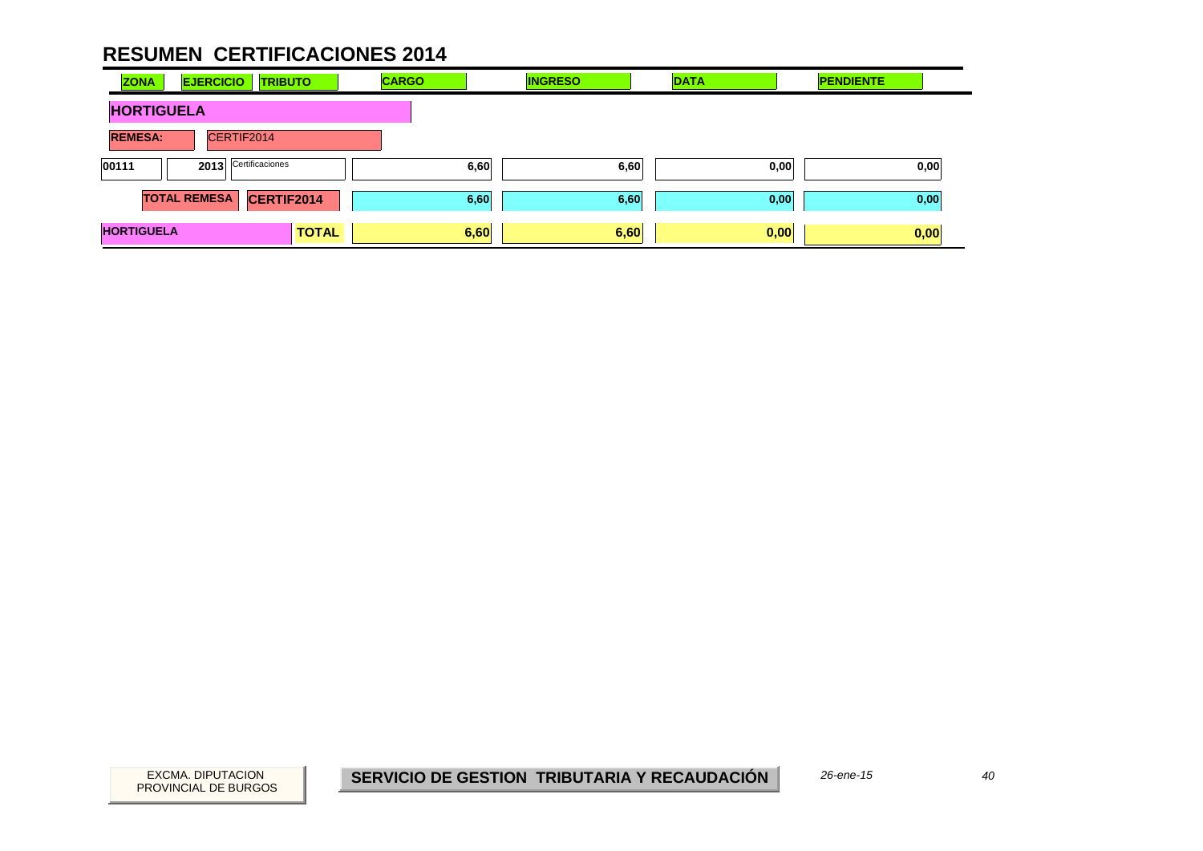# RESUMEN CERTIFICACIONES 2014

| ZONA | EJERCICIO | TRIBUTO | CARGO | INGRESO | DATA | PENDIENTE |
|---|---|---|---|---|---|---|
| **HORTIGUELA** | | | | | | |
| **REMESA:** | CERTIF2014 | | | | | |
| 00111 | 2013 | Certificaciones | 6,60 | 6,60 | 0,00 | 0,00 |
| | **TOTAL REMESA** | **CERTIF2014** | 6,60 | 6,60 | 0,00 | 0,00 |
| **HORTIGUELA** | | **TOTAL** | 6,60 | 6,60 | 0,00 | 0,00 |

EXCMA. DIPUTACION PROVINCIAL DE BURGOS

**SERVICIO DE GESTION TRIBUTARIA Y RECAUDACIÓN**

*26-ene-15*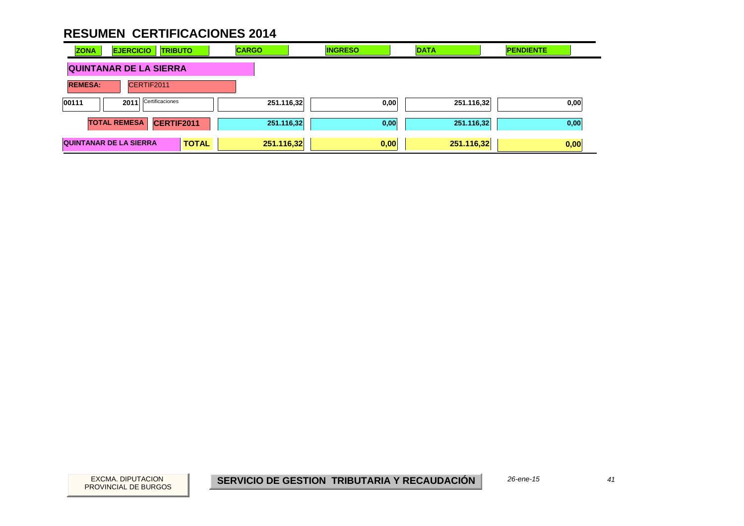# RESUMEN CERTIFICACIONES 2014

| ZONA | EJERCICIO | TRIBUTO | CARGO | INGRESO | DATA | PENDIENTE |
|---|---|---|---|---|---|---|
| **QUINTANAR DE LA SIERRA** | | | | | | |
| **REMESA:** | CERTIF2011 | | | | | |
| 00111 | 2011 | Certificaciones | 251.116,32 | 0,00 | 251.116,32 | 0,00 |
| **TOTAL REMESA** | **CERTIF2011** | | 251.116,32 | 0,00 | 251.116,32 | 0,00 |
| **QUINTANAR DE LA SIERRA** | | **TOTAL** | **251.116,32** | **0,00** | **251.116,32** | **0,00** |

EXCMA. DIPUTACION PROVINCIAL DE BURGOS

**SERVICIO DE GESTION TRIBUTARIA Y RECAUDACIÓN**

*26-ene-15*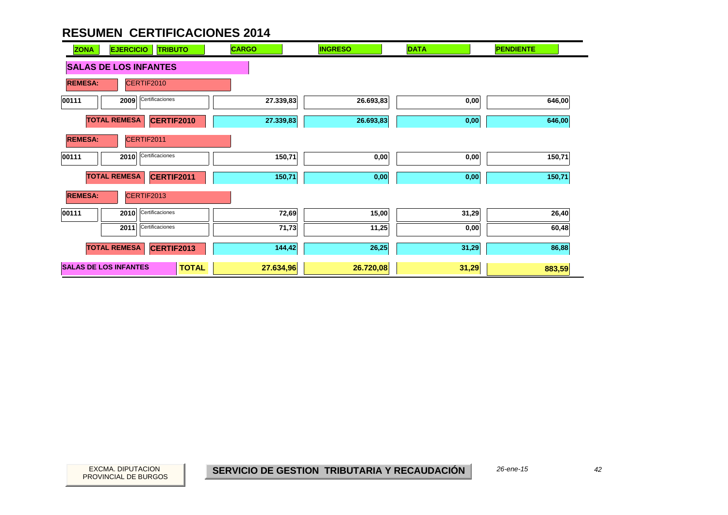# RESUMEN CERTIFICACIONES 2014

| ZONA | EJERCICIO | TRIBUTO | CARGO | INGRESO | DATA | PENDIENTE |
|---|---|---|---|---|---|---|
| **SALAS DE LOS INFANTES** | | | | | | |
| **REMESA:** | CERTIF2010 | | | | | |
| 00111 | 2009 | Certificaciones | 27.339,83 | 26.693,83 | 0,00 | 646,00 |
| **TOTAL REMESA** | | **CERTIF2010** | 27.339,83 | 26.693,83 | 0,00 | 646,00 |
| **REMESA:** | CERTIF2011 | | | | | |
| 00111 | 2010 | Certificaciones | 150,71 | 0,00 | 0,00 | 150,71 |
| **TOTAL REMESA** | | **CERTIF2011** | 150,71 | 0,00 | 0,00 | 150,71 |
| **REMESA:** | CERTIF2013 | | | | | |
| 00111 | 2010 | Certificaciones | 72,69 | 15,00 | 31,29 | 26,40 |
| | 2011 | Certificaciones | 71,73 | 11,25 | 0,00 | 60,48 |
| **TOTAL REMESA** | | **CERTIF2013** | 144,42 | 26,25 | 31,29 | 86,88 |
| **SALAS DE LOS INFANTES** | | **TOTAL** | **27.634,96** | **26.720,08** | **31,29** | **883,59** |

EXCMA. DIPUTACION PROVINCIAL DE BURGOS

**SERVICIO DE GESTION TRIBUTARIA Y RECAUDACIÓN**

*26-ene-15*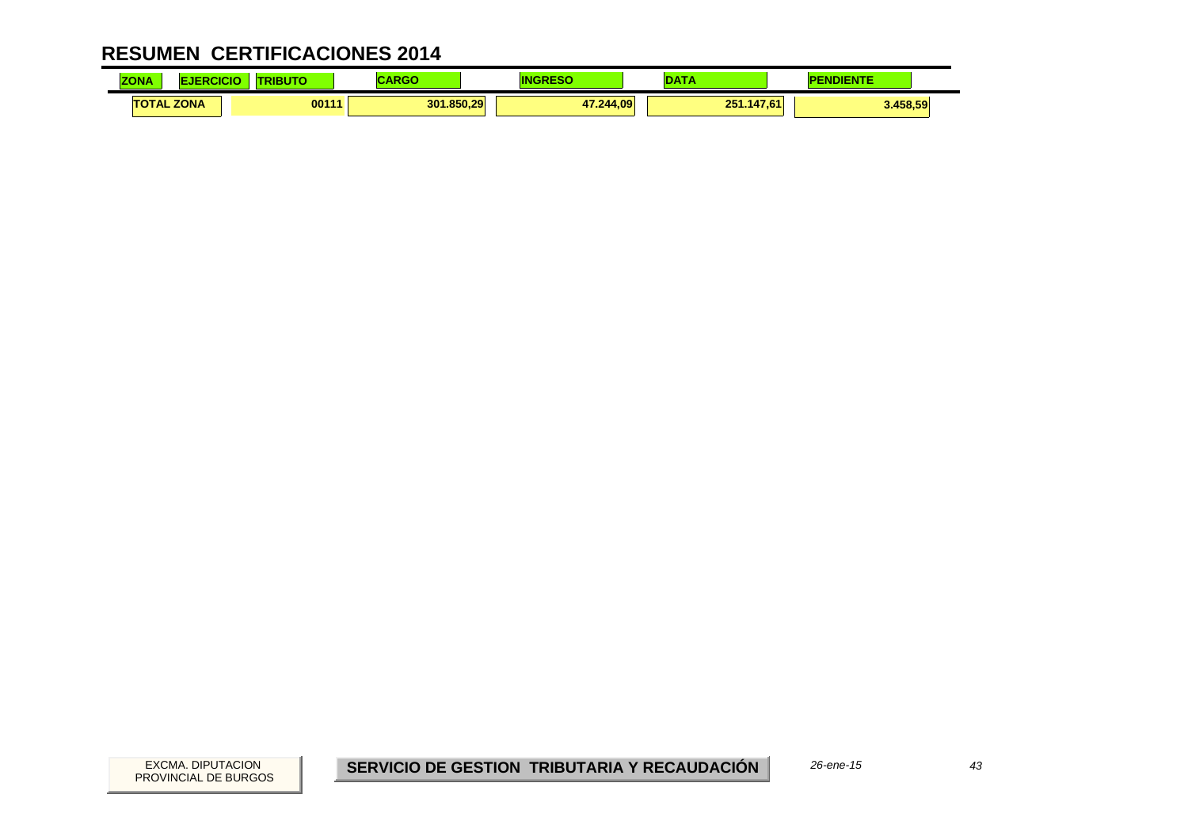# RESUMEN CERTIFICACIONES 2014

| ZONA | EJERCICIO | TRIBUTO | CARGO | INGRESO | DATA | PENDIENTE |
|---|---|---|---|---|---|---|
| TOTAL ZONA | | 00111 | 301.850,29 | 47.244,09 | 251.147,61 | 3.458,59 |

EXCMA. DIPUTACION PROVINCIAL DE BURGOS

**SERVICIO DE GESTION TRIBUTARIA Y RECAUDACIÓN**

*26-ene-15*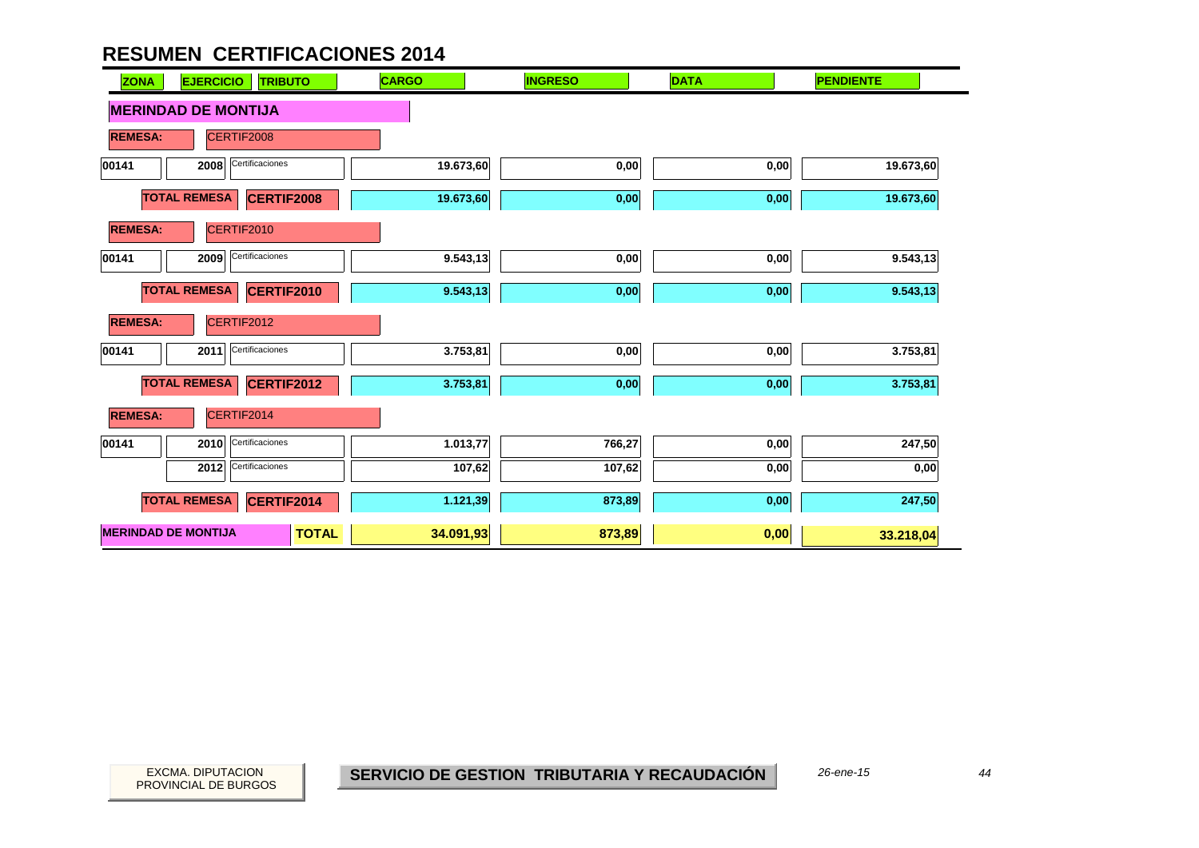# RESUMEN CERTIFICACIONES 2014

| ZONA | EJERCICIO | TRIBUTO | CARGO | INGRESO | DATA | PENDIENTE |
|---|---|---|---|---|---|---|
| **MERINDAD DE MONTIJA** | | | | | | |
| **REMESA:** | CERTIF2008 | | | | | |
| 00141 | 2008 | Certificaciones | 19.673,60 | 0,00 | 0,00 | 19.673,60 |
| | **TOTAL REMESA** | **CERTIF2008** | 19.673,60 | 0,00 | 0,00 | 19.673,60 |
| **REMESA:** | CERTIF2010 | | | | | |
| 00141 | 2009 | Certificaciones | 9.543,13 | 0,00 | 0,00 | 9.543,13 |
| | **TOTAL REMESA** | **CERTIF2010** | 9.543,13 | 0,00 | 0,00 | 9.543,13 |
| **REMESA:** | CERTIF2012 | | | | | |
| 00141 | 2011 | Certificaciones | 3.753,81 | 0,00 | 0,00 | 3.753,81 |
| | **TOTAL REMESA** | **CERTIF2012** | 3.753,81 | 0,00 | 0,00 | 3.753,81 |
| **REMESA:** | CERTIF2014 | | | | | |
| 00141 | 2010 | Certificaciones | 1.013,77 | 766,27 | 0,00 | 247,50 |
| | 2012 | Certificaciones | 107,62 | 107,62 | 0,00 | 0,00 |
| | **TOTAL REMESA** | **CERTIF2014** | 1.121,39 | 873,89 | 0,00 | 247,50 |
| **MERINDAD DE MONTIJA** | | **TOTAL** | **34.091,93** | **873,89** | **0,00** | **33.218,04** |

EXCMA. DIPUTACION PROVINCIAL DE BURGOS

**SERVICIO DE GESTION TRIBUTARIA Y RECAUDACIÓN**

*26-ene-15*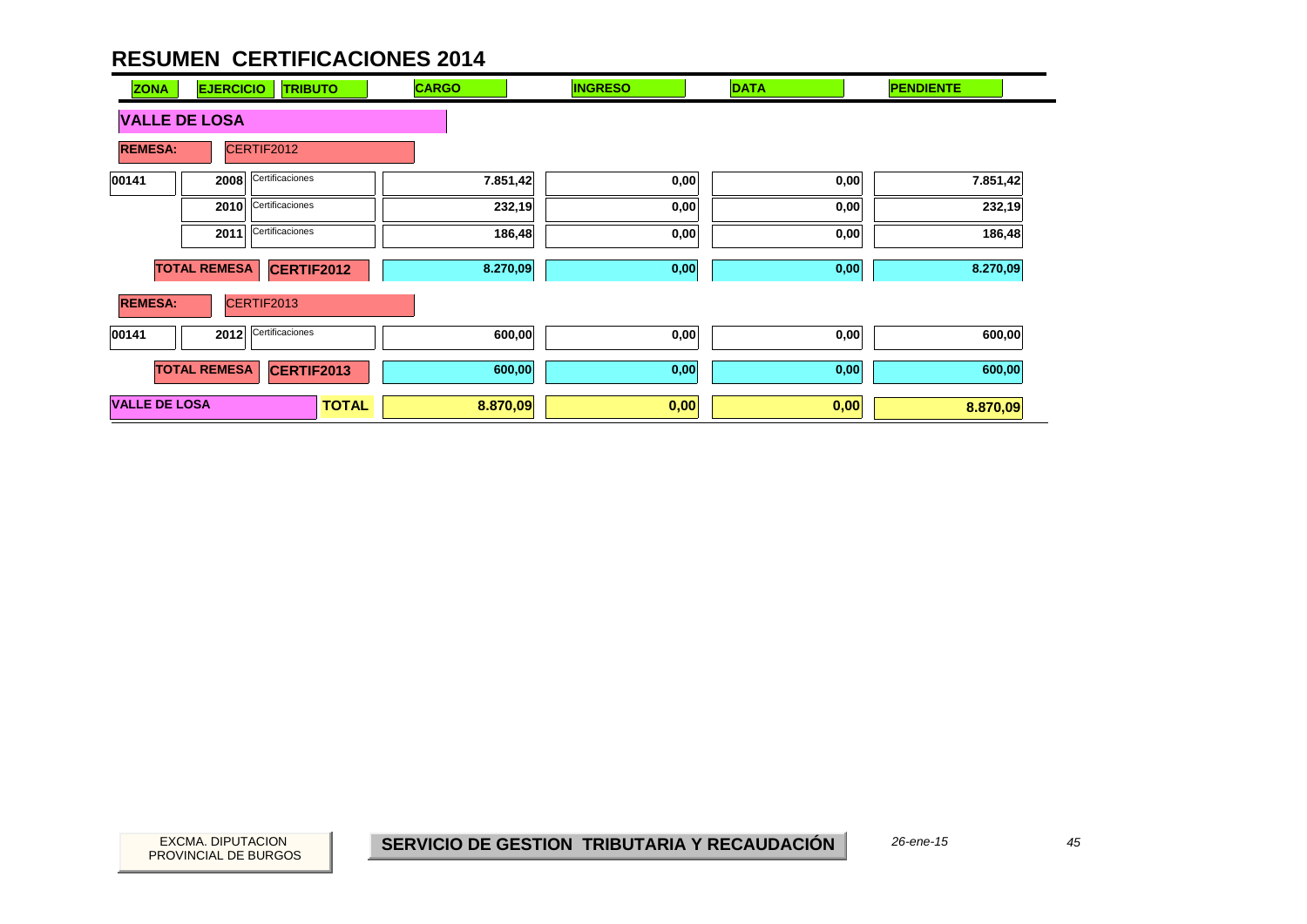# RESUMEN CERTIFICACIONES 2014

| ZONA | EJERCICIO | TRIBUTO | CARGO | INGRESO | DATA | PENDIENTE |
|---|---|---|---|---|---|---|
| **VALLE DE LOSA** | | | | | | |
| **REMESA:** | CERTIF2012 | | | | | |
| 00141 | 2008 | Certificaciones | 7.851,42 | 0,00 | 0,00 | 7.851,42 |
| | 2010 | Certificaciones | 232,19 | 0,00 | 0,00 | 232,19 |
| | 2011 | Certificaciones | 186,48 | 0,00 | 0,00 | 186,48 |
| | **TOTAL REMESA** | **CERTIF2012** | 8.270,09 | 0,00 | 0,00 | 8.270,09 |
| **REMESA:** | CERTIF2013 | | | | | |
| 00141 | 2012 | Certificaciones | 600,00 | 0,00 | 0,00 | 600,00 |
| | **TOTAL REMESA** | **CERTIF2013** | 600,00 | 0,00 | 0,00 | 600,00 |
| **VALLE DE LOSA** | | **TOTAL** | **8.870,09** | **0,00** | **0,00** | **8.870,09** |

EXCMA. DIPUTACION PROVINCIAL DE BURGOS

**SERVICIO DE GESTION TRIBUTARIA Y RECAUDACIÓN**

*26-ene-15*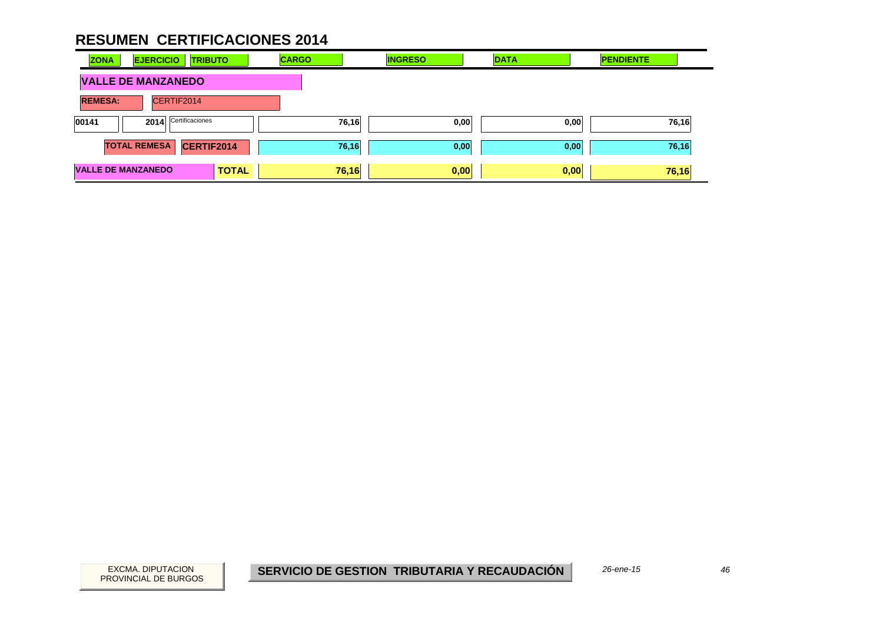# RESUMEN CERTIFICACIONES 2014

| ZONA | EJERCICIO | TRIBUTO | CARGO | INGRESO | DATA | PENDIENTE |
|---|---|---|---|---|---|---|
| **VALLE DE MANZANEDO** | | | | | | |
| **REMESA:** | CERTIF2014 | | | | | |
| 00141 | 2014 | Certificaciones | 76,16 | 0,00 | 0,00 | 76,16 |
| **TOTAL REMESA** | **CERTIF2014** | | 76,16 | 0,00 | 0,00 | 76,16 |
| **VALLE DE MANZANEDO** | | **TOTAL** | **76,16** | **0,00** | **0,00** | **76,16** |

EXCMA. DIPUTACION PROVINCIAL DE BURGOS

**SERVICIO DE GESTION TRIBUTARIA Y RECAUDACIÓN**

*26-ene-15*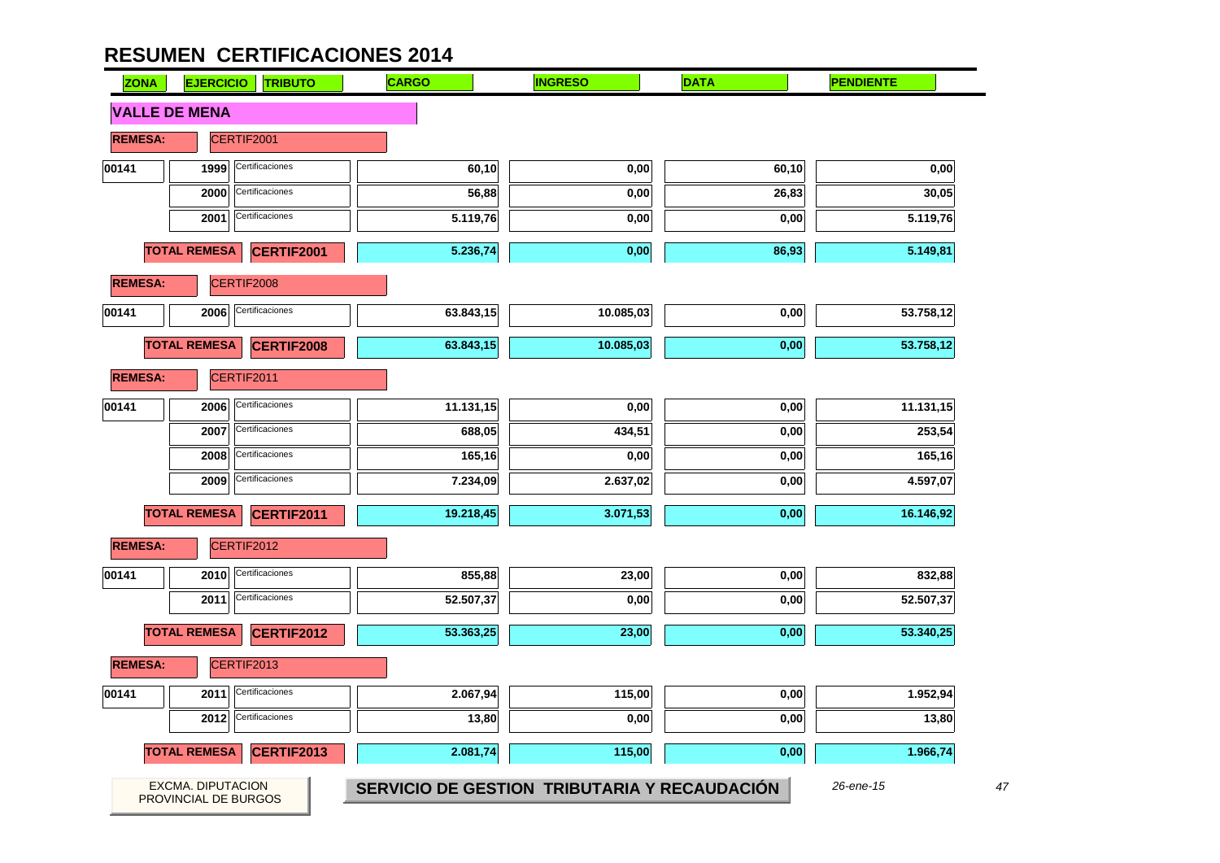# RESUMEN CERTIFICACIONES 2014

| ZONA | EJERCICIO | TRIBUTO | CARGO | INGRESO | DATA | PENDIENTE |
|---|---|---|---|---|---|---|
| **VALLE DE MENA** | | | | | | |
| **REMESA:** | CERTIF2001 | | | | | |
| 00141 | 1999 | Certificaciones | 60,10 | 0,00 | 60,10 | 0,00 |
| | 2000 | Certificaciones | 56,88 | 0,00 | 26,83 | 30,05 |
| | 2001 | Certificaciones | 5.119,76 | 0,00 | 0,00 | 5.119,76 |
| | **TOTAL REMESA** | **CERTIF2001** | 5.236,74 | 0,00 | 86,93 | 5.149,81 |
| **REMESA:** | CERTIF2008 | | | | | |
| 00141 | 2006 | Certificaciones | 63.843,15 | 10.085,03 | 0,00 | 53.758,12 |
| | **TOTAL REMESA** | **CERTIF2008** | 63.843,15 | 10.085,03 | 0,00 | 53.758,12 |
| **REMESA:** | CERTIF2011 | | | | | |
| 00141 | 2006 | Certificaciones | 11.131,15 | 0,00 | 0,00 | 11.131,15 |
| | 2007 | Certificaciones | 688,05 | 434,51 | 0,00 | 253,54 |
| | 2008 | Certificaciones | 165,16 | 0,00 | 0,00 | 165,16 |
| | 2009 | Certificaciones | 7.234,09 | 2.637,02 | 0,00 | 4.597,07 |
| | **TOTAL REMESA** | **CERTIF2011** | 19.218,45 | 3.071,53 | 0,00 | 16.146,92 |
| **REMESA:** | CERTIF2012 | | | | | |
| 00141 | 2010 | Certificaciones | 855,88 | 23,00 | 0,00 | 832,88 |
| | 2011 | Certificaciones | 52.507,37 | 0,00 | 0,00 | 52.507,37 |
| | **TOTAL REMESA** | **CERTIF2012** | 53.363,25 | 23,00 | 0,00 | 53.340,25 |
| **REMESA:** | CERTIF2013 | | | | | |
| 00141 | 2011 | Certificaciones | 2.067,94 | 115,00 | 0,00 | 1.952,94 |
| | 2012 | Certificaciones | 13,80 | 0,00 | 0,00 | 13,80 |
| | **TOTAL REMESA** | **CERTIF2013** | 2.081,74 | 115,00 | 0,00 | 1.966,74 |

EXCMA. DIPUTACION PROVINCIAL DE BURGOS

**SERVICIO DE GESTION TRIBUTARIA Y RECAUDACIÓN**

*26-ene-15*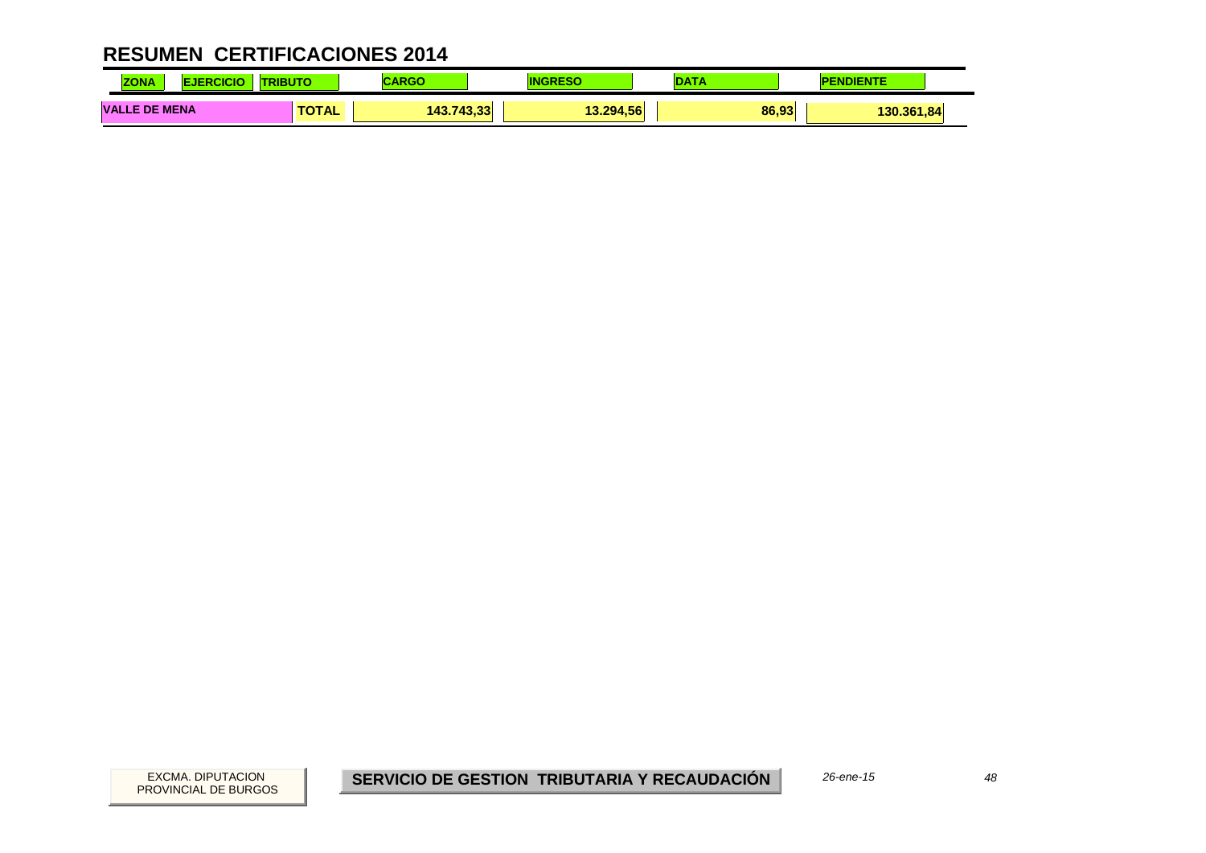# RESUMEN CERTIFICACIONES 2014

| ZONA | EJERCICIO | TRIBUTO | CARGO | INGRESO | DATA | PENDIENTE |
|---|---|---|---|---|---|---|
| VALLE DE MENA | | TOTAL | 143.743,33 | 13.294,56 | 86,93 | 130.361,84 |

EXCMA. DIPUTACION PROVINCIAL DE BURGOS

**SERVICIO DE GESTION TRIBUTARIA Y RECAUDACIÓN**

*26-ene-15*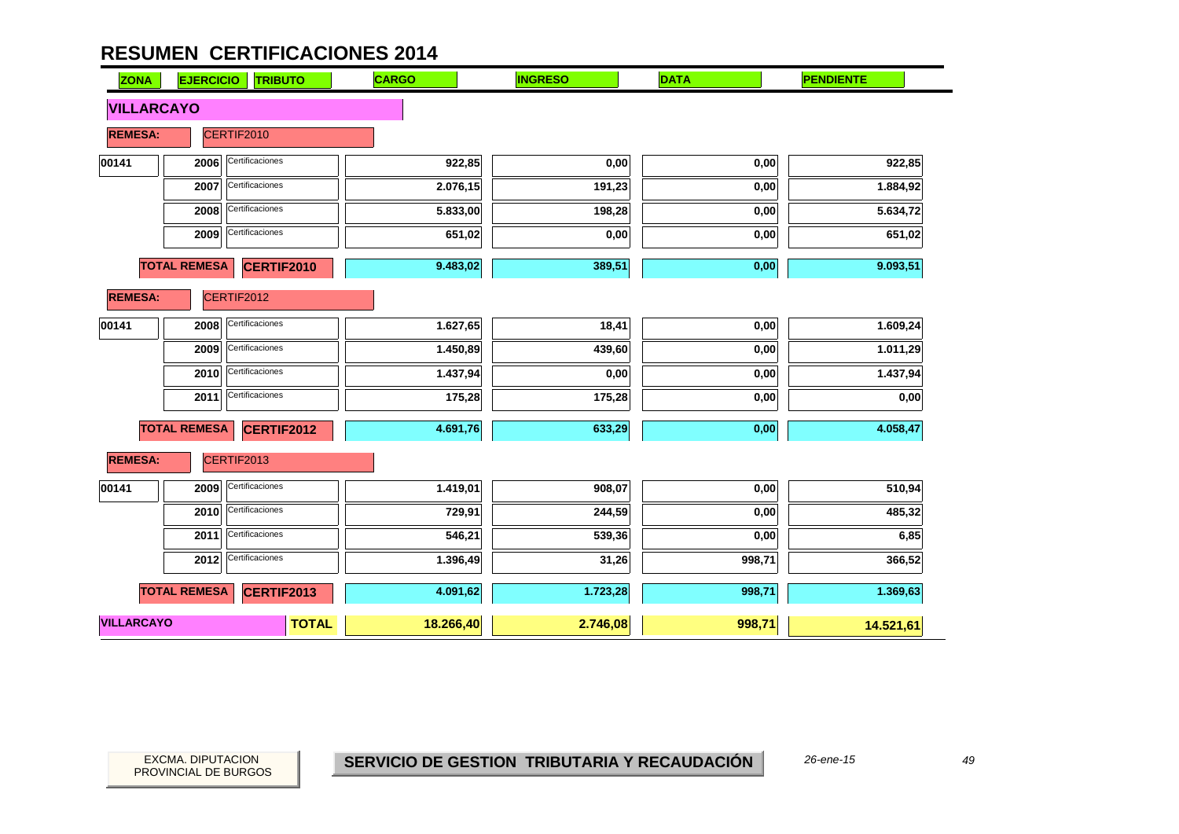# RESUMEN CERTIFICACIONES 2014

| ZONA | EJERCICIO | TRIBUTO | CARGO | INGRESO | DATA | PENDIENTE |
|---|---|---|---|---|---|---|
| **VILLARCAYO** | | | | | | |
| **REMESA:** | CERTIF2010 | | | | | |
| 00141 | 2006 | Certificaciones | 922,85 | 0,00 | 0,00 | 922,85 |
| | 2007 | Certificaciones | 2.076,15 | 191,23 | 0,00 | 1.884,92 |
| | 2008 | Certificaciones | 5.833,00 | 198,28 | 0,00 | 5.634,72 |
| | 2009 | Certificaciones | 651,02 | 0,00 | 0,00 | 651,02 |
| | **TOTAL REMESA** | **CERTIF2010** | **9.483,02** | **389,51** | **0,00** | **9.093,51** |
| **REMESA:** | CERTIF2012 | | | | | |
| 00141 | 2008 | Certificaciones | 1.627,65 | 18,41 | 0,00 | 1.609,24 |
| | 2009 | Certificaciones | 1.450,89 | 439,60 | 0,00 | 1.011,29 |
| | 2010 | Certificaciones | 1.437,94 | 0,00 | 0,00 | 1.437,94 |
| | 2011 | Certificaciones | 175,28 | 175,28 | 0,00 | 0,00 |
| | **TOTAL REMESA** | **CERTIF2012** | **4.691,76** | **633,29** | **0,00** | **4.058,47** |
| **REMESA:** | CERTIF2013 | | | | | |
| 00141 | 2009 | Certificaciones | 1.419,01 | 908,07 | 0,00 | 510,94 |
| | 2010 | Certificaciones | 729,91 | 244,59 | 0,00 | 485,32 |
| | 2011 | Certificaciones | 546,21 | 539,36 | 0,00 | 6,85 |
| | 2012 | Certificaciones | 1.396,49 | 31,26 | 998,71 | 366,52 |
| | **TOTAL REMESA** | **CERTIF2013** | **4.091,62** | **1.723,28** | **998,71** | **1.369,63** |
| **VILLARCAYO** | | **TOTAL** | **18.266,40** | **2.746,08** | **998,71** | **14.521,61** |

EXCMA. DIPUTACION PROVINCIAL DE BURGOS

**SERVICIO DE GESTION TRIBUTARIA Y RECAUDACIÓN**

*26-ene-15*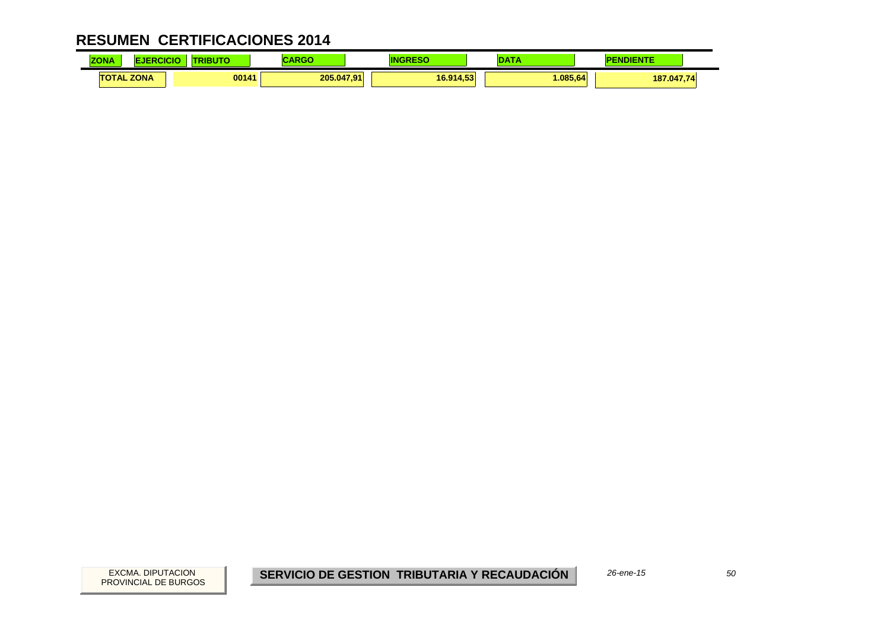# RESUMEN CERTIFICACIONES 2014

| ZONA | EJERCICIO | TRIBUTO | CARGO | INGRESO | DATA | PENDIENTE |
|---|---|---|---|---|---|---|
| TOTAL ZONA | | 00141 | 205.047,91 | 16.914,53 | 1.085,64 | 187.047,74 |

EXCMA. DIPUTACION PROVINCIAL DE BURGOS

**SERVICIO DE GESTION TRIBUTARIA Y RECAUDACIÓN**

*26-ene-15*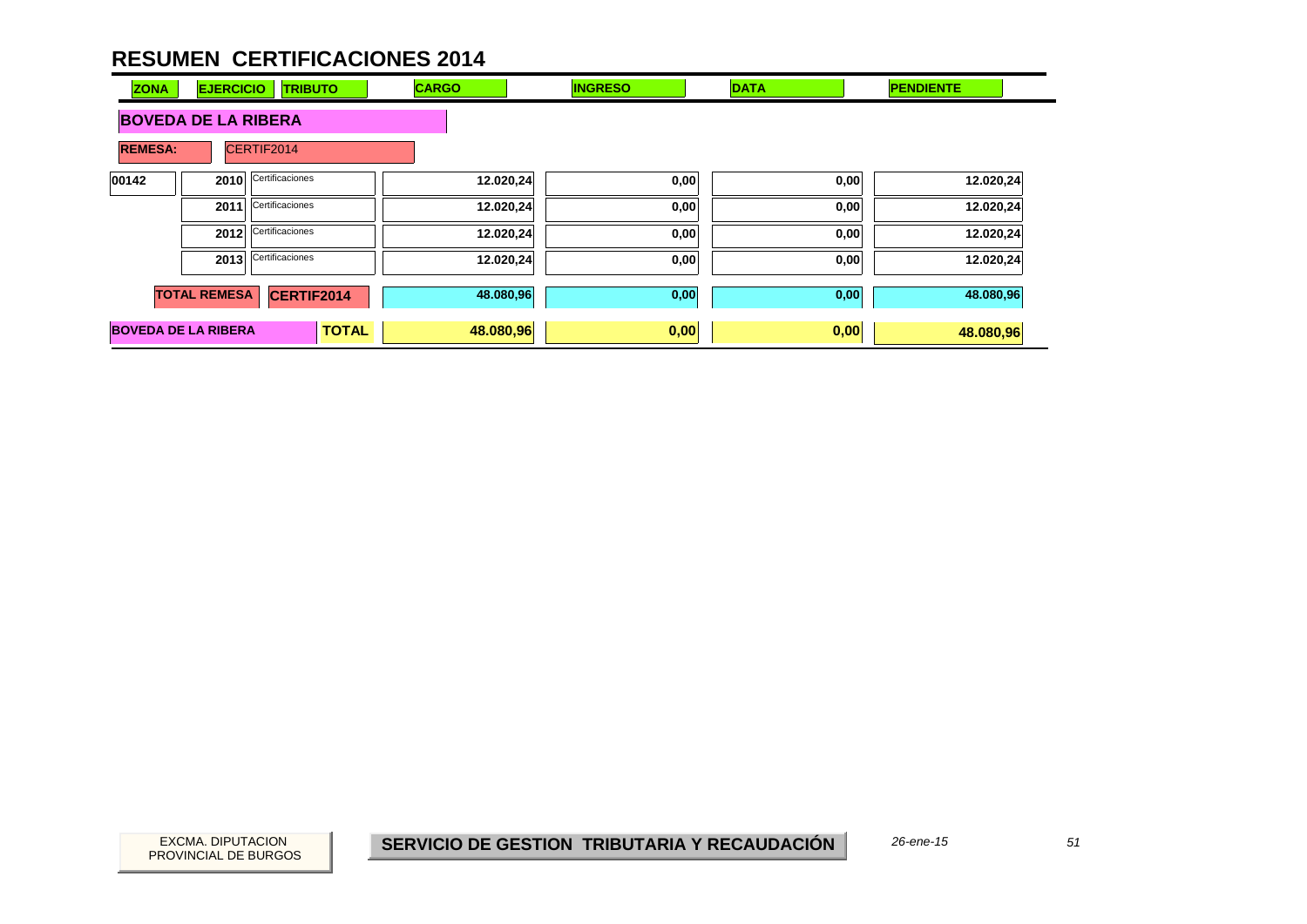# RESUMEN CERTIFICACIONES 2014

| ZONA | EJERCICIO | TRIBUTO | CARGO | INGRESO | DATA | PENDIENTE |
|---|---|---|---|---|---|---|
| **BOVEDA DE LA RIBERA** | | | | | | |
| **REMESA:** | CERTIF2014 | | | | | |
| 00142 | 2010 | Certificaciones | 12.020,24 | 0,00 | 0,00 | 12.020,24 |
| | 2011 | Certificaciones | 12.020,24 | 0,00 | 0,00 | 12.020,24 |
| | 2012 | Certificaciones | 12.020,24 | 0,00 | 0,00 | 12.020,24 |
| | 2013 | Certificaciones | 12.020,24 | 0,00 | 0,00 | 12.020,24 |
| **TOTAL REMESA** | | **CERTIF2014** | 48.080,96 | 0,00 | 0,00 | 48.080,96 |
| **BOVEDA DE LA RIBERA** | | **TOTAL** | **48.080,96** | **0,00** | **0,00** | **48.080,96** |

EXCMA. DIPUTACION PROVINCIAL DE BURGOS

**SERVICIO DE GESTION TRIBUTARIA Y RECAUDACIÓN**

*26-ene-15*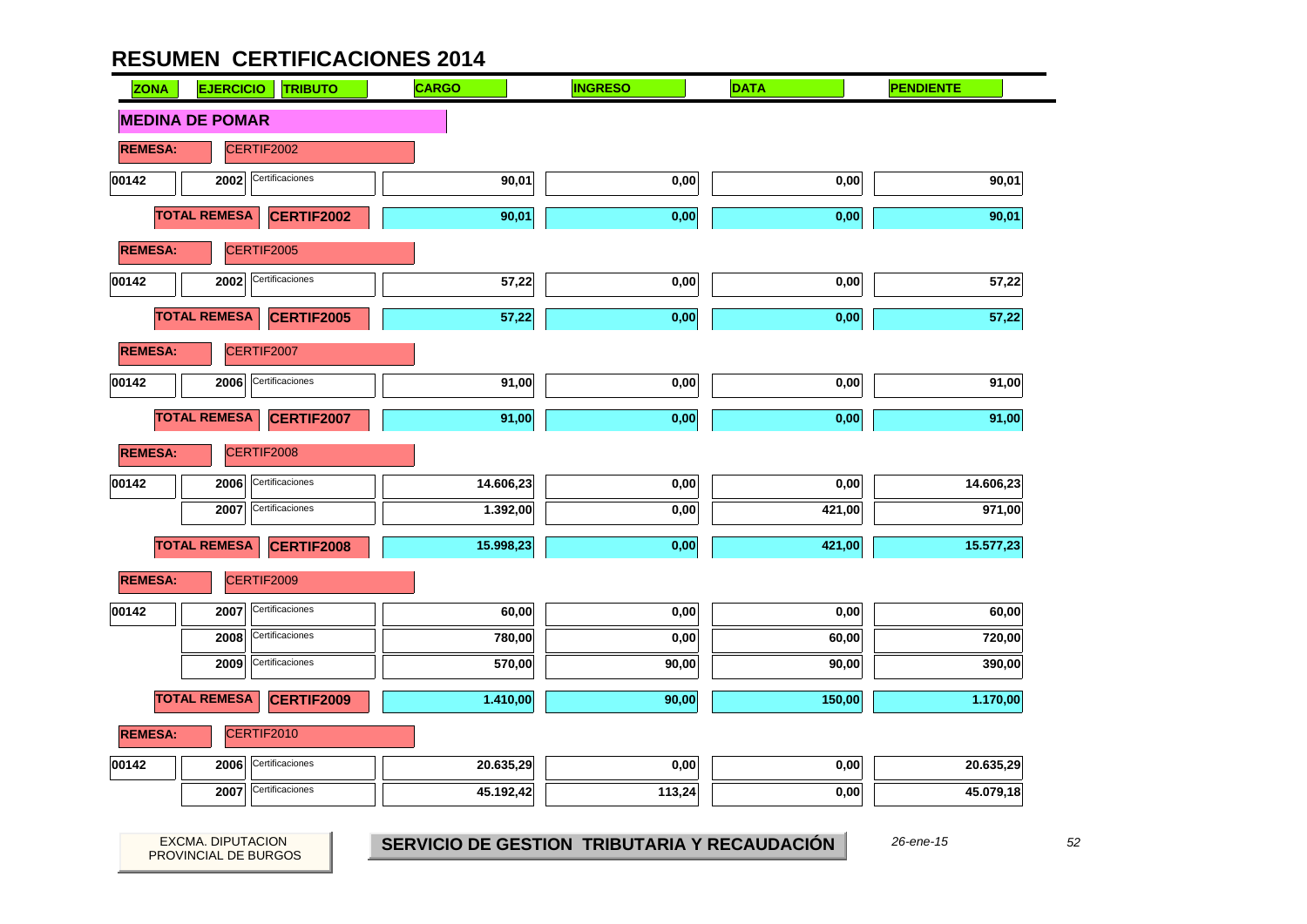# RESUMEN CERTIFICACIONES 2014

| ZONA | EJERCICIO | TRIBUTO | CARGO | INGRESO | DATA | PENDIENTE |
|---|---|---|---|---|---|---|
| **MEDINA DE POMAR** | | | | | | |
| **REMESA:** | CERTIF2002 | | | | | |
| 00142 | 2002 | Certificaciones | 90,01 | 0,00 | 0,00 | 90,01 |
| **TOTAL REMESA** | **CERTIF2002** | | 90,01 | 0,00 | 0,00 | 90,01 |
| **REMESA:** | CERTIF2005 | | | | | |
| 00142 | 2002 | Certificaciones | 57,22 | 0,00 | 0,00 | 57,22 |
| **TOTAL REMESA** | **CERTIF2005** | | 57,22 | 0,00 | 0,00 | 57,22 |
| **REMESA:** | CERTIF2007 | | | | | |
| 00142 | 2006 | Certificaciones | 91,00 | 0,00 | 0,00 | 91,00 |
| **TOTAL REMESA** | **CERTIF2007** | | 91,00 | 0,00 | 0,00 | 91,00 |
| **REMESA:** | CERTIF2008 | | | | | |
| 00142 | 2006 | Certificaciones | 14.606,23 | 0,00 | 0,00 | 14.606,23 |
| | 2007 | Certificaciones | 1.392,00 | 0,00 | 421,00 | 971,00 |
| **TOTAL REMESA** | **CERTIF2008** | | 15.998,23 | 0,00 | 421,00 | 15.577,23 |
| **REMESA:** | CERTIF2009 | | | | | |
| 00142 | 2007 | Certificaciones | 60,00 | 0,00 | 0,00 | 60,00 |
| | 2008 | Certificaciones | 780,00 | 0,00 | 60,00 | 720,00 |
| | 2009 | Certificaciones | 570,00 | 90,00 | 90,00 | 390,00 |
| **TOTAL REMESA** | **CERTIF2009** | | 1.410,00 | 90,00 | 150,00 | 1.170,00 |
| **REMESA:** | CERTIF2010 | | | | | |
| 00142 | 2006 | Certificaciones | 20.635,29 | 0,00 | 0,00 | 20.635,29 |
| | 2007 | Certificaciones | 45.192,42 | 113,24 | 0,00 | 45.079,18 |

EXCMA. DIPUTACION PROVINCIAL DE BURGOS

**SERVICIO DE GESTION TRIBUTARIA Y RECAUDACIÓN**

*26-ene-15*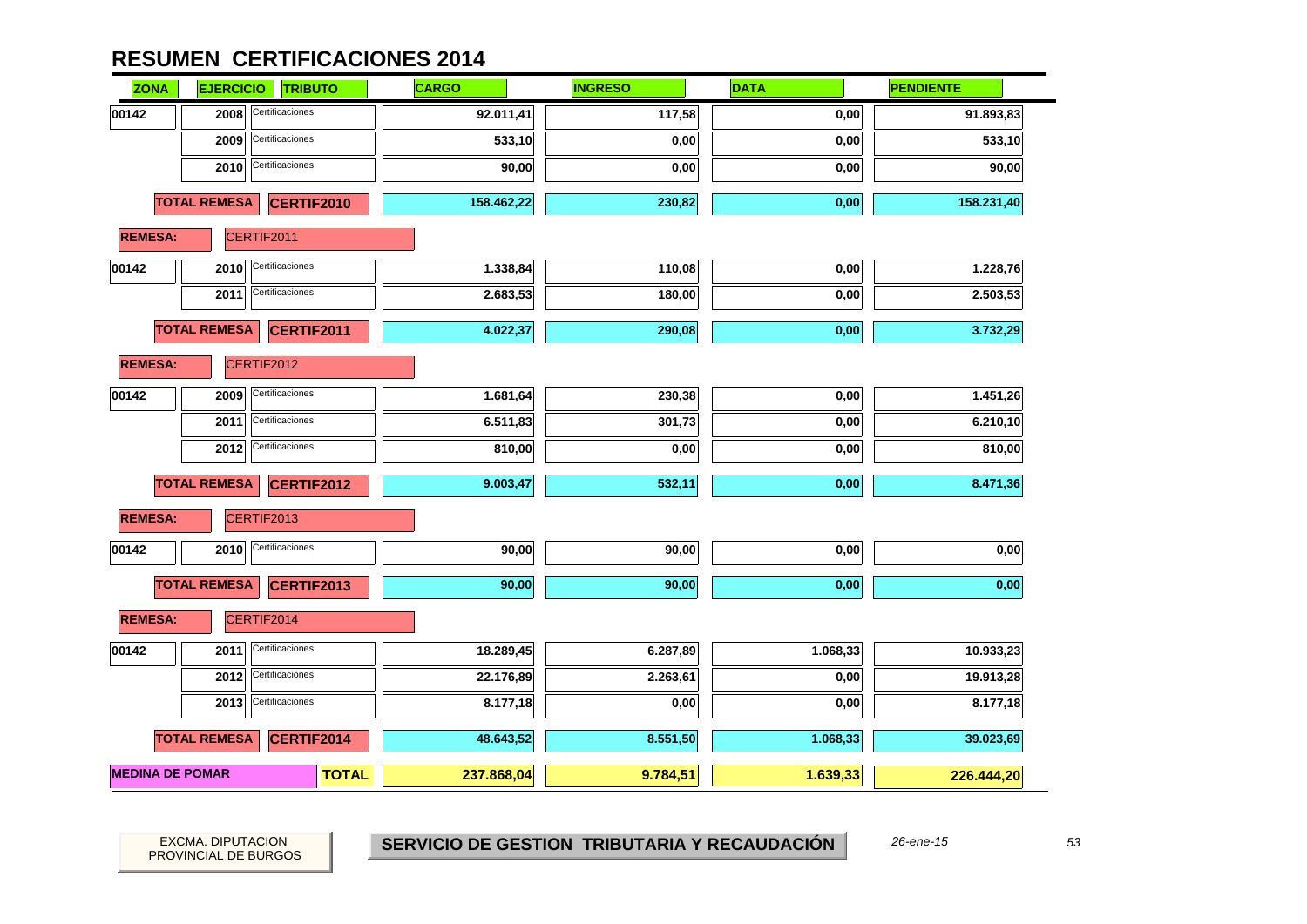# RESUMEN CERTIFICACIONES 2014

| ZONA | EJERCICIO | TRIBUTO | CARGO | INGRESO | DATA | PENDIENTE |
|---|---|---|---|---|---|---|
| 00142 | 2008 | Certificaciones | 92.011,41 | 117,58 | 0,00 | 91.893,83 |
| | 2009 | Certificaciones | 533,10 | 0,00 | 0,00 | 533,10 |
| | 2010 | Certificaciones | 90,00 | 0,00 | 0,00 | 90,00 |
| | **TOTAL REMESA** | **CERTIF2010** | **158.462,22** | **230,82** | **0,00** | **158.231,40** |
| **REMESA:** | CERTIF2011 | | | | | |
| 00142 | 2010 | Certificaciones | 1.338,84 | 110,08 | 0,00 | 1.228,76 |
| | 2011 | Certificaciones | 2.683,53 | 180,00 | 0,00 | 2.503,53 |
| | **TOTAL REMESA** | **CERTIF2011** | **4.022,37** | **290,08** | **0,00** | **3.732,29** |
| **REMESA:** | CERTIF2012 | | | | | |
| 00142 | 2009 | Certificaciones | 1.681,64 | 230,38 | 0,00 | 1.451,26 |
| | 2011 | Certificaciones | 6.511,83 | 301,73 | 0,00 | 6.210,10 |
| | 2012 | Certificaciones | 810,00 | 0,00 | 0,00 | 810,00 |
| | **TOTAL REMESA** | **CERTIF2012** | **9.003,47** | **532,11** | **0,00** | **8.471,36** |
| **REMESA:** | CERTIF2013 | | | | | |
| 00142 | 2010 | Certificaciones | 90,00 | 90,00 | 0,00 | 0,00 |
| | **TOTAL REMESA** | **CERTIF2013** | **90,00** | **90,00** | **0,00** | **0,00** |
| **REMESA:** | CERTIF2014 | | | | | |
| 00142 | 2011 | Certificaciones | 18.289,45 | 6.287,89 | 1.068,33 | 10.933,23 |
| | 2012 | Certificaciones | 22.176,89 | 2.263,61 | 0,00 | 19.913,28 |
| | 2013 | Certificaciones | 8.177,18 | 0,00 | 0,00 | 8.177,18 |
| | **TOTAL REMESA** | **CERTIF2014** | **48.643,52** | **8.551,50** | **1.068,33** | **39.023,69** |
| **MEDINA DE POMAR** | | **TOTAL** | **237.868,04** | **9.784,51** | **1.639,33** | **226.444,20** |

EXCMA. DIPUTACION PROVINCIAL DE BURGOS

**SERVICIO DE GESTION TRIBUTARIA Y RECAUDACIÓN**

*26-ene-15*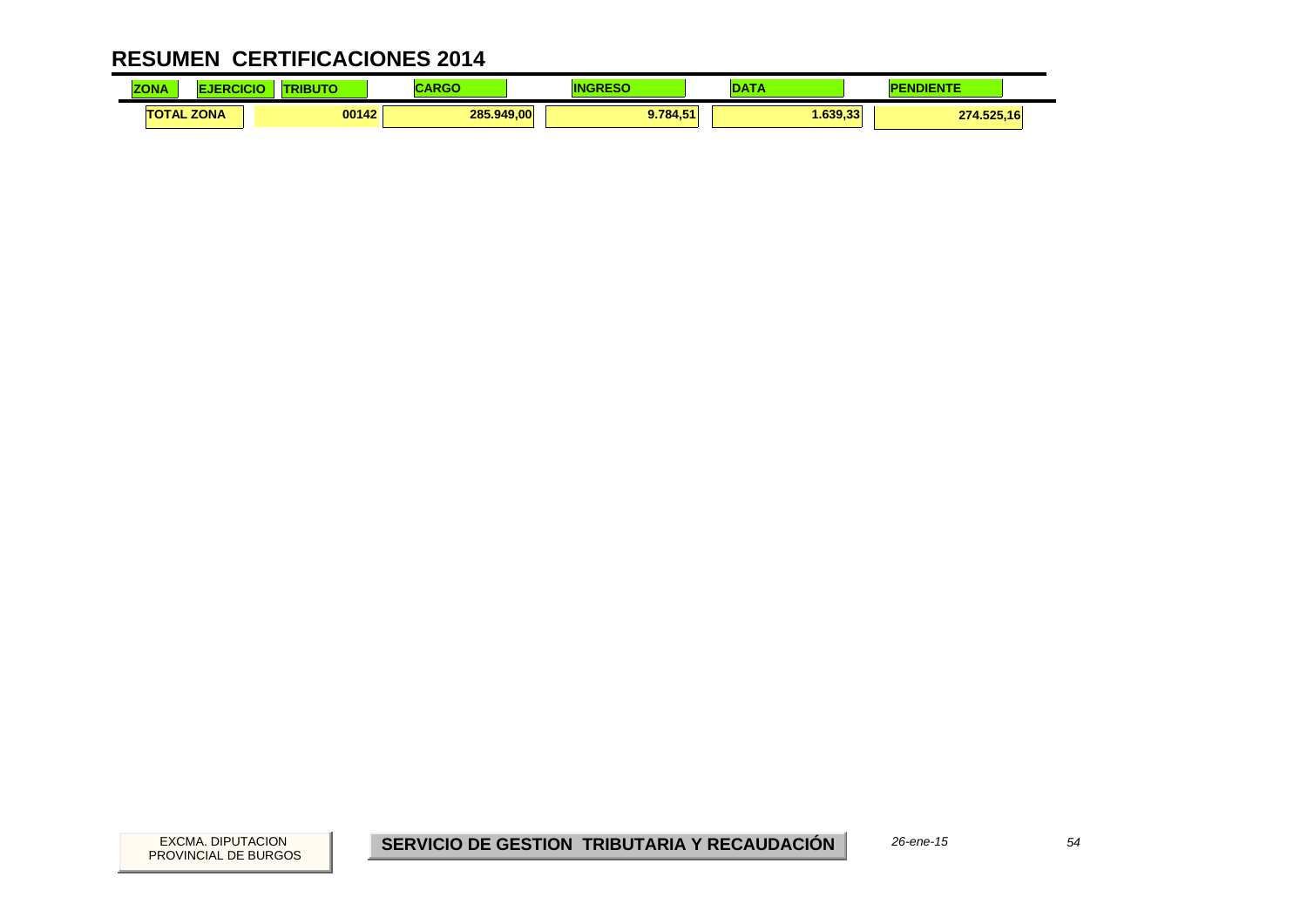# RESUMEN CERTIFICACIONES 2014

| ZONA | EJERCICIO | TRIBUTO | CARGO | INGRESO | DATA | PENDIENTE |
|---|---|---|---|---|---|---|
| TOTAL ZONA | | 00142 | 285.949,00 | 9.784,51 | 1.639,33 | 274.525,16 |

EXCMA. DIPUTACION PROVINCIAL DE BURGOS

**SERVICIO DE GESTION TRIBUTARIA Y RECAUDACIÓN**

*26-ene-15*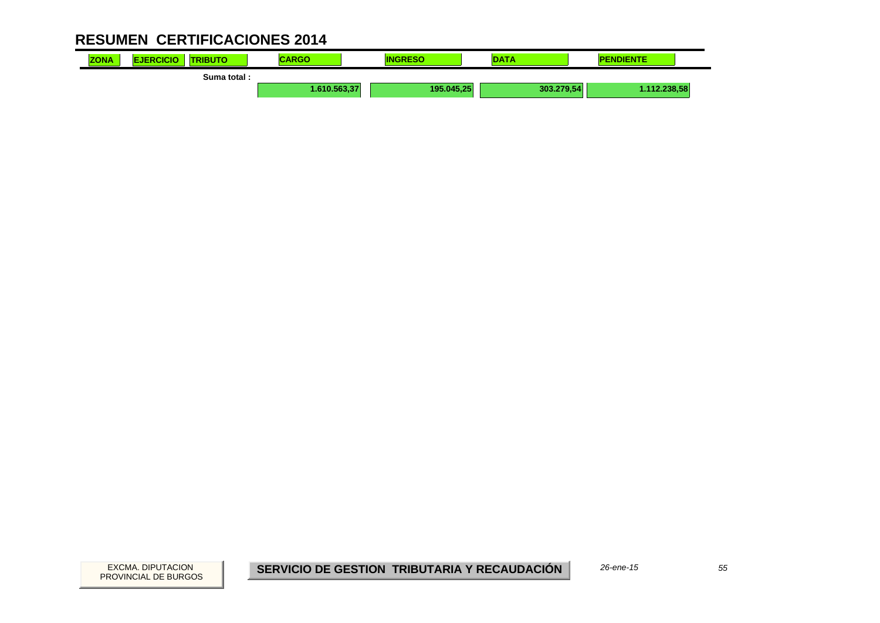# RESUMEN CERTIFICACIONES 2014

| ZONA | EJERCICIO | TRIBUTO | CARGO | INGRESO | DATA | PENDIENTE |
|---|---|---|---|---|---|---|
| | | Suma total : | 1.610.563,37 | 195.045,25 | 303.279,54 | 1.112.238,58 |

EXCMA. DIPUTACION PROVINCIAL DE BURGOS

**SERVICIO DE GESTION TRIBUTARIA Y RECAUDACIÓN**

*26-ene-15*